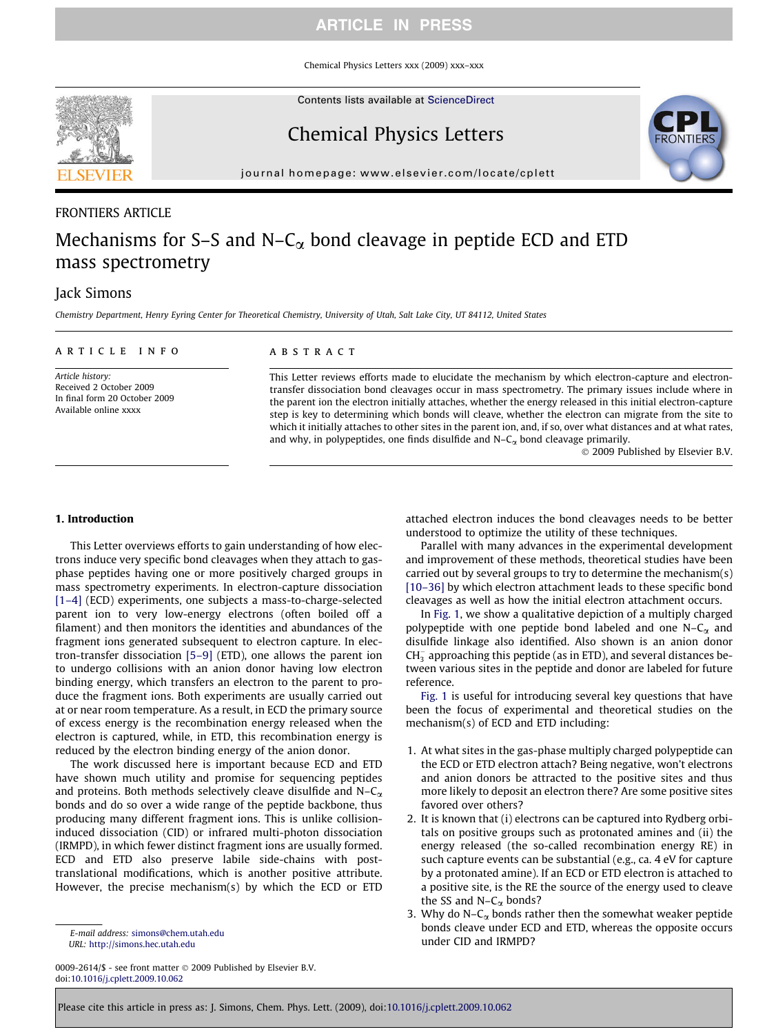FRONTIERS ARTICLE

# Mechanisms for S–S and N–$C_\alpha$ bond cleavage in peptide ECD and ETD mass spectrometry

Jack Simons

*Chemistry Department, Henry Eyring Center for Theoretical Chemistry, University of Utah, Salt Lake City, UT 84112, United States*

**ARTICLE INFO**

*Article history:*
Received 2 October 2009
In final form 20 October 2009
Available online xxxx

**ABSTRACT**

This Letter reviews efforts made to elucidate the mechanism by which electron-capture and electron-transfer dissociation bond cleavages occur in mass spectrometry. The primary issues include where in the parent ion the electron initially attaches, whether the energy released in this initial electron-capture step is key to determining which bonds will cleave, whether the electron can migrate from the site to which it initially attaches to other sites in the parent ion, and, if so, over what distances and at what rates, and why, in polypeptides, one finds disulfide and N–$C_\alpha$ bond cleavage primarily.

© 2009 Published by Elsevier B.V.

## 1. Introduction

This Letter overviews efforts to gain understanding of how electrons induce very specific bond cleavages when they attach to gas-phase peptides having one or more positively charged groups in mass spectrometry experiments. In electron-capture dissociation [1–4] (ECD) experiments, one subjects a mass-to-charge-selected parent ion to very low-energy electrons (often boiled off a filament) and then monitors the identities and abundances of the fragment ions generated subsequent to electron capture. In electron-transfer dissociation [5–9] (ETD), one allows the parent ion to undergo collisions with an anion donor having low electron binding energy, which transfers an electron to the parent to produce the fragment ions. Both experiments are usually carried out at or near room temperature. As a result, in ECD the primary source of excess energy is the recombination energy released when the electron is captured, while, in ETD, this recombination energy is reduced by the electron binding energy of the anion donor.

The work discussed here is important because ECD and ETD have shown much utility and promise for sequencing peptides and proteins. Both methods selectively cleave disulfide and N–$C_\alpha$ bonds and do so over a wide range of the peptide backbone, thus producing many different fragment ions. This is unlike collision-induced dissociation (CID) or infrared multi-photon dissociation (IRMPD), in which fewer distinct fragment ions are usually formed. ECD and ETD also preserve labile side-chains with post-translational modifications, which is another positive attribute. However, the precise mechanism(s) by which the ECD or ETD attached electron induces the bond cleavages needs to be better understood to optimize the utility of these techniques.

Parallel with many advances in the experimental development and improvement of these methods, theoretical studies have been carried out by several groups to try to determine the mechanism(s) [10–36] by which electron attachment leads to these specific bond cleavages as well as how the initial electron attachment occurs.

In Fig. 1, we show a qualitative depiction of a multiply charged polypeptide with one peptide bond labeled and one N–$C_\alpha$ and disulfide linkage also identified. Also shown is an anion donor $CH_3^-$ approaching this peptide (as in ETD), and several distances between various sites in the peptide and donor are labeled for future reference.

Fig. 1 is useful for introducing several key questions that have been the focus of experimental and theoretical studies on the mechanism(s) of ECD and ETD including:

1. At what sites in the gas-phase multiply charged polypeptide can the ECD or ETD electron attach? Being negative, won't electrons and anion donors be attracted to the positive sites and thus more likely to deposit an electron there? Are some positive sites favored over others?
2. It is known that (i) electrons can be captured into Rydberg orbitals on positive groups such as protonated amines and (ii) the energy released (the so-called recombination energy RE) in such capture events can be substantial (e.g., ca. 4 eV for capture by a protonated amine). If an ECD or ETD electron is attached to a positive site, is the RE the source of the energy used to cleave the SS and N–$C_\alpha$ bonds?
3. Why do N–$C_\alpha$ bonds rather then the somewhat weaker peptide bonds cleave under ECD and ETD, whereas the opposite occurs under CID and IRMPD?

E-mail address: simons@chem.utah.edu
URL: http://simons.hec.utah.edu

0009-2614/$ - see front matter © 2009 Published by Elsevier B.V.
doi:10.1016/j.cplett.2009.10.062

Please cite this article in press as: J. Simons, Chem. Phys. Lett. (2009), doi:10.1016/j.cplett.2009.10.062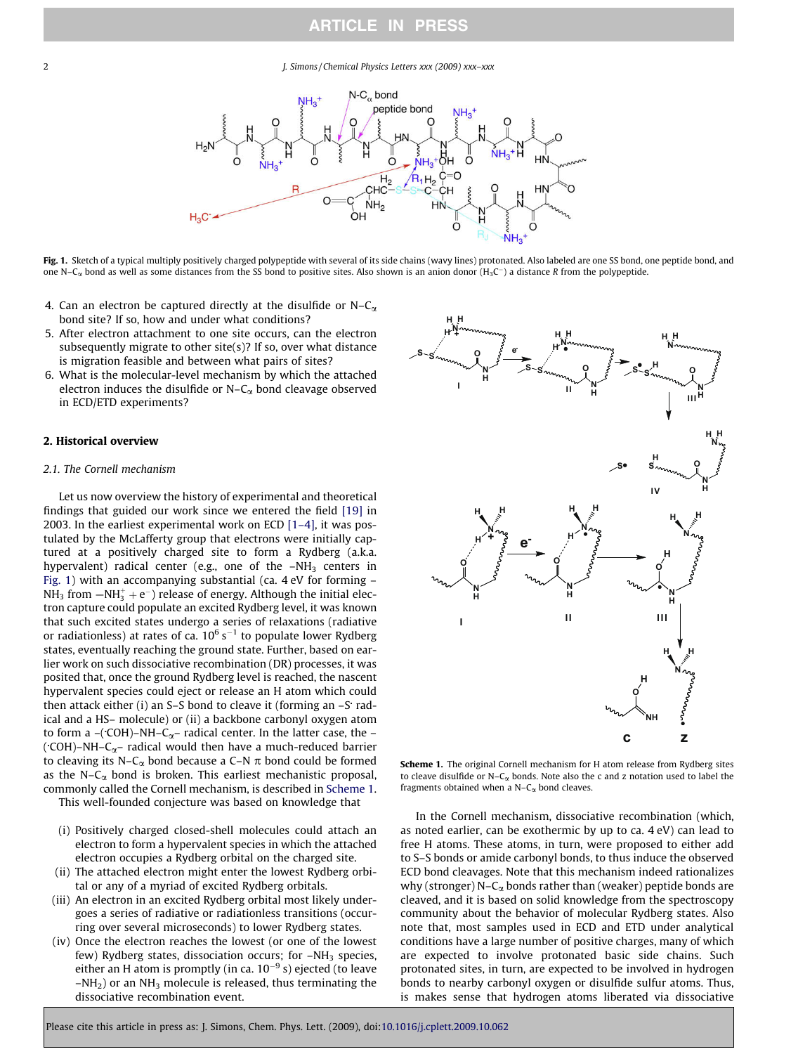**Fig. 1.** Sketch of a typical multiply positively charged polypeptide with several of its side chains (wavy lines) protonated. Also labeled are one SS bond, one peptide bond, and one N–$C_\alpha$ bond as well as some distances from the SS bond to positive sites. Also shown is an anion donor ($H_3C^-$) a distance $R$ from the polypeptide.

4. Can an electron be captured directly at the disulfide or N–$C_\alpha$ bond site? If so, how and under what conditions?
5. After electron attachment to one site occurs, can the electron subsequently migrate to other site(s)? If so, over what distance is migration feasible and between what pairs of sites?
6. What is the molecular-level mechanism by which the attached electron induces the disulfide or N–$C_\alpha$ bond cleavage observed in ECD/ETD experiments?

## 2. Historical overview

### 2.1. The Cornell mechanism

Let us now overview the history of experimental and theoretical findings that guided our work since we entered the field [19] in 2003. In the earliest experimental work on ECD [1–4], it was postulated by the McLafferty group that electrons were initially captured at a positively charged site to form a Rydberg (a.k.a. hypervalent) radical center (e.g., one of the $-NH_3$ centers in Fig. 1) with an accompanying substantial (ca. 4 eV for forming $-NH_3$ from $-NH_3^+ + e^-$) release of energy. Although the initial electron capture could populate an excited Rydberg level, it was known that such excited states undergo a series of relaxations (radiative or radiationless) at rates of ca. $10^6\ s^{-1}$ to populate lower Rydberg states, eventually reaching the ground state. Further, based on earlier work on such dissociative recombination (DR) processes, it was posited that, once the ground Rydberg level is reached, the nascent hypervalent species could eject or release an H atom which could then attack either (i) an S–S bond to cleave it (forming an $-S^\cdot$ radical and a HS– molecule) or (ii) a backbone carbonyl oxygen atom to form a $-(^\cdot COH)-NH-C_\alpha-$ radical center. In the latter case, the $-(^\cdot COH)-NH-C_\alpha-$ radical would then have a much-reduced barrier to cleaving its N–$C_\alpha$ bond because a C–N π bond could be formed as the N–$C_\alpha$ bond is broken. This earliest mechanistic proposal, commonly called the Cornell mechanism, is described in Scheme 1.

This well-founded conjecture was based on knowledge that

(i) Positively charged closed-shell molecules could attach an electron to form a hypervalent species in which the attached electron occupies a Rydberg orbital on the charged site.
(ii) The attached electron might enter the lowest Rydberg orbital or any of a myriad of excited Rydberg orbitals.
(iii) An electron in an excited Rydberg orbital most likely undergoes a series of radiative or radiationless transitions (occurring over several microseconds) to lower Rydberg states.
(iv) Once the electron reaches the lowest (or one of the lowest few) Rydberg states, dissociation occurs; for $-NH_3$ species, either an H atom is promptly (in ca. $10^{-9}$ s) ejected (to leave $-NH_2$) or an $NH_3$ molecule is released, thus terminating the dissociative recombination event.

**Scheme 1.** The original Cornell mechanism for H atom release from Rydberg sites to cleave disulfide or N–$C_\alpha$ bonds. Note also the c and z notation used to label the fragments obtained when a N–$C_\alpha$ bond cleaves.

In the Cornell mechanism, dissociative recombination (which, as noted earlier, can be exothermic by up to ca. 4 eV) can lead to free H atoms. These atoms, in turn, were proposed to either add to S–S bonds or amide carbonyl bonds, to thus induce the observed ECD bond cleavages. Note that this mechanism indeed rationalizes why (stronger) N–$C_\alpha$ bonds rather than (weaker) peptide bonds are cleaved, and it is based on solid knowledge from the spectroscopy community about the behavior of molecular Rydberg states. Also note that, most samples used in ECD and ETD under analytical conditions have a large number of positive charges, many of which are expected to involve protonated basic side chains. Such protonated sites, in turn, are expected to be involved in hydrogen bonds to nearby carbonyl oxygen or disulfide sulfur atoms. Thus, is makes sense that hydrogen atoms liberated via dissociative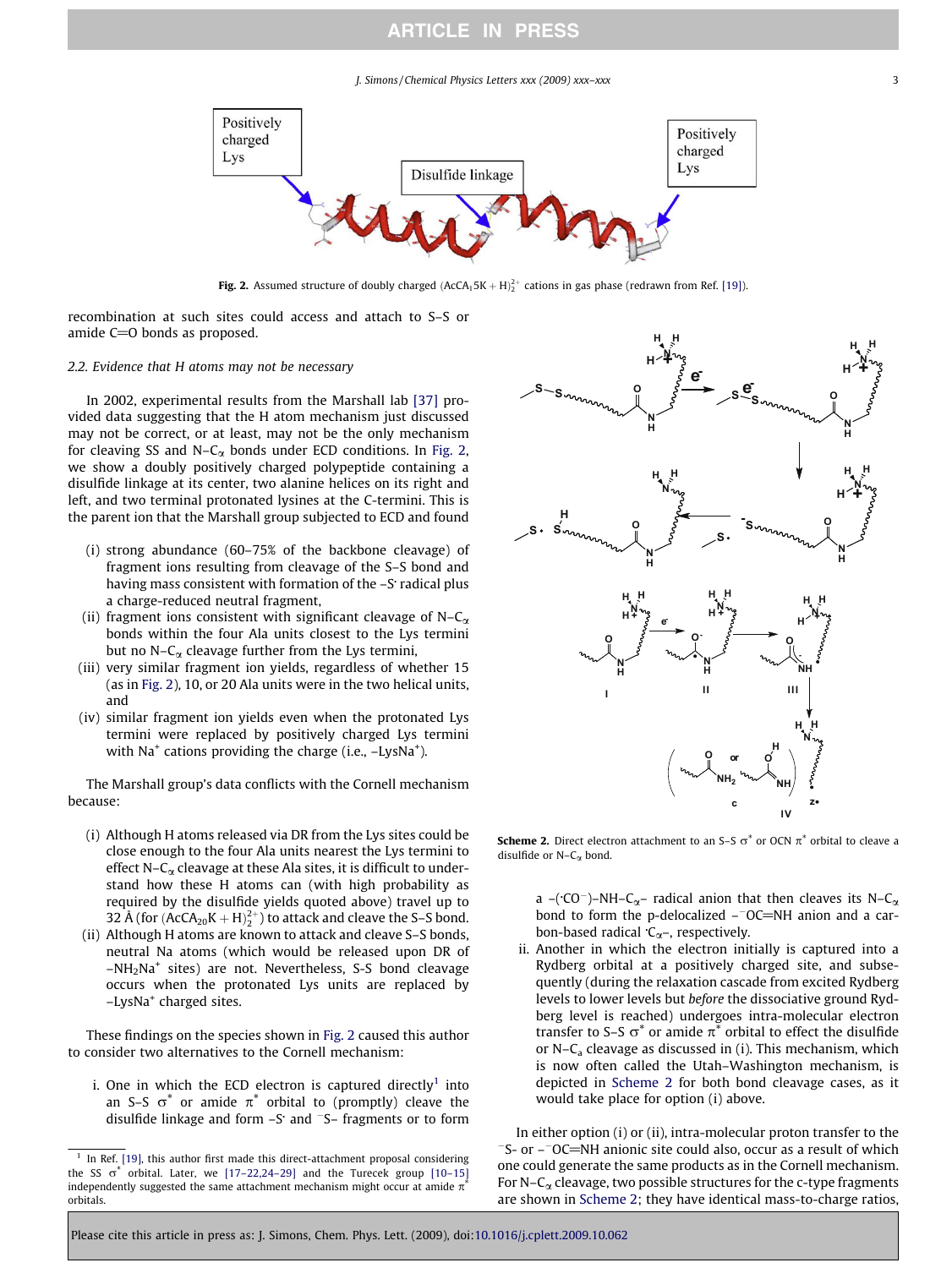Fig. 2. Assumed structure of doubly charged $(\text{AcCA}_15\text{K}+\text{H})_2^{2+}$ cations in gas phase (redrawn from Ref. [19]).

recombination at such sites could access and attach to S–S or amide C=O bonds as proposed.

### 2.2. Evidence that H atoms may not be necessary

In 2002, experimental results from the Marshall lab [37] provided data suggesting that the H atom mechanism just discussed may not be correct, or at least, may not be the only mechanism for cleaving SS and N–$C_\alpha$ bonds under ECD conditions. In Fig. 2, we show a doubly positively charged polypeptide containing a disulfide linkage at its center, two alanine helices on its right and left, and two terminal protonated lysines at the C-termini. This is the parent ion that the Marshall group subjected to ECD and found

- (i) strong abundance (60–75% of the backbone cleavage) of fragment ions resulting from cleavage of the S–S bond and having mass consistent with formation of the –S· radical plus a charge-reduced neutral fragment,
- (ii) fragment ions consistent with significant cleavage of N–$C_\alpha$ bonds within the four Ala units closest to the Lys termini but no N–$C_\alpha$ cleavage further from the Lys termini,
- (iii) very similar fragment ion yields, regardless of whether 15 (as in Fig. 2), 10, or 20 Ala units were in the two helical units, and
- (iv) similar fragment ion yields even when the protonated Lys termini were replaced by positively charged Lys termini with $Na^+$ cations providing the charge (i.e., –LysNa$^+$).

The Marshall group's data conflicts with the Cornell mechanism because:

- (i) Although H atoms released via DR from the Lys sites could be close enough to the four Ala units nearest the Lys termini to effect N–$C_\alpha$ cleavage at these Ala sites, it is difficult to understand how these H atoms can (with high probability as required by the disulfide yields quoted above) travel up to 32 Å (for $(\text{AcCA}_{20}\text{K}+\text{H})_2^{2+}$) to attack and cleave the S–S bond.
- (ii) Although H atoms are known to attack and cleave S–S bonds, neutral Na atoms (which would be released upon DR of –$NH_2Na^+$ sites) are not. Nevertheless, S-S bond cleavage occurs when the protonated Lys units are replaced by –LysNa$^+$ charged sites.

These findings on the species shown in Fig. 2 caused this author to consider two alternatives to the Cornell mechanism:

- i. One in which the ECD electron is captured directly[1] into an S–S $\sigma^*$ or amide $\pi^*$ orbital to (promptly) cleave the disulfide linkage and form –S· and $^-$S– fragments or to form a –(·CO$^-$)–NH–$C_\alpha$– radical anion that then cleaves its N–$C_\alpha$ bond to form the p-delocalized –$^-$OC=NH anion and a carbon-based radical ·$C_\alpha$–, respectively.
- ii. Another in which the electron initially is captured into a Rydberg orbital at a positively charged site, and subsequently (during the relaxation cascade from excited Rydberg levels to lower levels but *before* the dissociative ground Rydberg level is reached) undergoes intra-molecular electron transfer to S–S $\sigma^*$ or amide $\pi^*$ orbital to effect the disulfide or N–$C_a$ cleavage as discussed in (i). This mechanism, which is now often called the Utah–Washington mechanism, is depicted in Scheme 2 for both bond cleavage cases, as it would take place for option (i) above.

Scheme 2. Direct electron attachment to an S–S $\sigma^*$ or OCN $\pi^*$ orbital to cleave a disulfide or N–$C_\alpha$ bond.

In either option (i) or (ii), intra-molecular proton transfer to the $^-$S- or –$^-$OC=NH anionic site could also, occur as a result of which one could generate the same products as in the Cornell mechanism. For N–$C_\alpha$ cleavage, two possible structures for the c-type fragments are shown in Scheme 2; they have identical mass-to-charge ratios,

[1] In Ref. [19], this author first made this direct-attachment proposal considering the SS $\sigma^*$ orbital. Later, we [17–22,24–29] and the Turecek group [10–15] independently suggested the same attachment mechanism might occur at amide $\pi^*$ orbitals.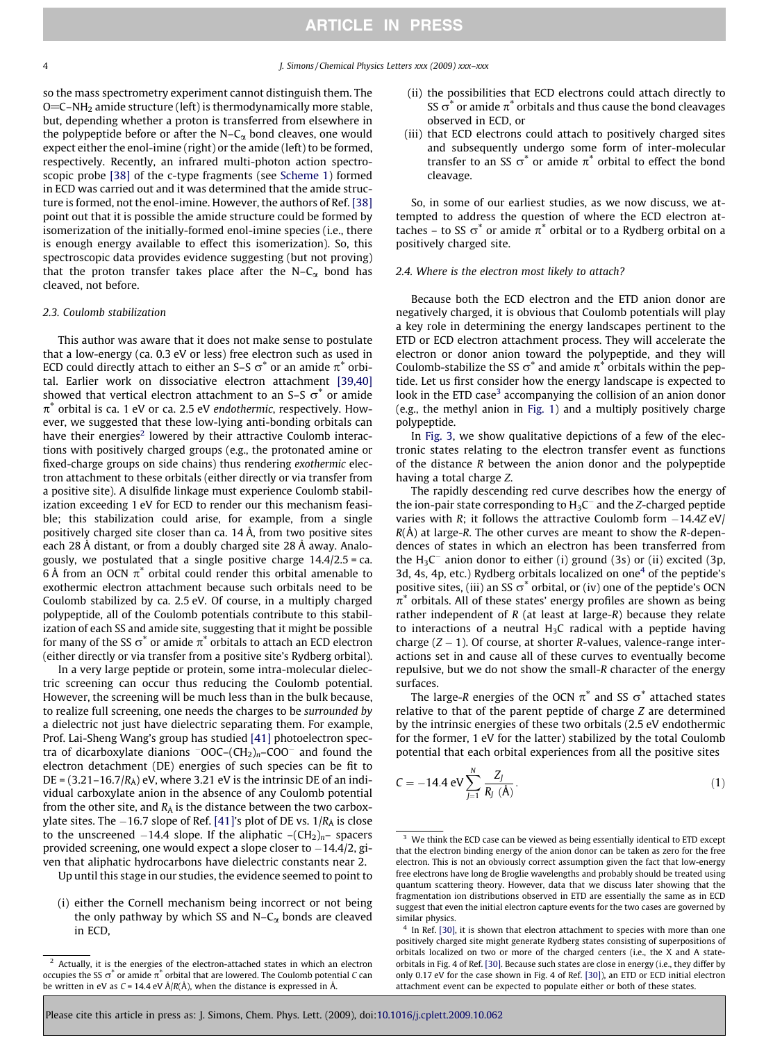so the mass spectrometry experiment cannot distinguish them. The O=C–$NH_2$ amide structure (left) is thermodynamically more stable, but, depending whether a proton is transferred from elsewhere in the polypeptide before or after the N–$C_\alpha$ bond cleaves, one would expect either the enol-imine (right) or the amide (left) to be formed, respectively. Recently, an infrared multi-photon action spectroscopic probe [38] of the c-type fragments (see Scheme 1) formed in ECD was carried out and it was determined that the amide structure is formed, not the enol-imine. However, the authors of Ref. [38] point out that it is possible the amide structure could be formed by isomerization of the initially-formed enol-imine species (i.e., there is enough energy available to effect this isomerization). So, this spectroscopic data provides evidence suggesting (but not proving) that the proton transfer takes place after the N–$C_\alpha$ bond has cleaved, not before.

### 2.3. Coulomb stabilization

This author was aware that it does not make sense to postulate that a low-energy (ca. 0.3 eV or less) free electron such as used in ECD could directly attach to either an S–S $\sigma^*$ or an amide $\pi^*$ orbital. Earlier work on dissociative electron attachment [39,40] showed that vertical electron attachment to an S–S $\sigma^*$ or amide $\pi^*$ orbital is ca. 1 eV or ca. 2.5 eV *endothermic*, respectively. However, we suggested that these low-lying anti-bonding orbitals can have their energies[2] lowered by their attractive Coulomb interactions with positively charged groups (e.g., the protonated amine or fixed-charge groups on side chains) thus rendering *exothermic* electron attachment to these orbitals (either directly or via transfer from a positive site). A disulfide linkage must experience Coulomb stabilization exceeding 1 eV for ECD to render our this mechanism feasible; this stabilization could arise, for example, from a single positively charged site closer than ca. 14 Å, from two positive sites each 28 Å distant, or from a doubly charged site 28 Å away. Analogously, we postulated that a single positive charge 14.4/2.5 = ca. 6 Å from an OCN $\pi^*$ orbital could render this orbital amenable to exothermic electron attachment because such orbitals need to be Coulomb stabilized by ca. 2.5 eV. Of course, in a multiply charged polypeptide, all of the Coulomb potentials contribute to this stabilization of each SS and amide site, suggesting that it might be possible for many of the SS $\sigma^*$ or amide $\pi^*$ orbitals to attach an ECD electron (either directly or via transfer from a positive site's Rydberg orbital).

In a very large peptide or protein, some intra-molecular dielectric screening can occur thus reducing the Coulomb potential. However, the screening will be much less than in the bulk because, to realize full screening, one needs the charges to be *surrounded by* a dielectric not just have dielectric separating them. For example, Prof. Lai-Sheng Wang's group has studied [41] photoelectron spectra of dicarboxylate dianions $^-$OOC–$(CH_2)_n$–COO$^-$ and found the electron detachment (DE) energies of such species can be fit to DE = (3.21–16.7/$R_A$) eV, where 3.21 eV is the intrinsic DE of an individual carboxylate anion in the absence of any Coulomb potential from the other site, and $R_A$ is the distance between the two carboxylate sites. The −16.7 slope of Ref. [41]'s plot of DE vs. 1/$R_A$ is close to the unscreened −14.4 slope. If the aliphatic –$(CH_2)_n$– spacers provided screening, one would expect a slope closer to −14.4/2, given that aliphatic hydrocarbons have dielectric constants near 2.

Up until this stage in our studies, the evidence seemed to point to

(i) either the Cornell mechanism being incorrect or not being the only pathway by which SS and N–$C_\alpha$ bonds are cleaved in ECD,
(ii) the possibilities that ECD electrons could attach directly to SS $\sigma^*$ or amide $\pi^*$ orbitals and thus cause the bond cleavages observed in ECD, or
(iii) that ECD electrons could attach to positively charged sites and subsequently undergo some form of inter-molecular transfer to an SS $\sigma^*$ or amide $\pi^*$ orbital to effect the bond cleavage.

So, in some of our earliest studies, as we now discuss, we attempted to address the question of where the ECD electron attaches – to SS $\sigma^*$ or amide $\pi^*$ orbital or to a Rydberg orbital on a positively charged site.

### 2.4. Where is the electron most likely to attach?

Because both the ECD electron and the ETD anion donor are negatively charged, it is obvious that Coulomb potentials will play a key role in determining the energy landscapes pertinent to the ETD or ECD electron attachment process. They will accelerate the electron or donor anion toward the polypeptide, and they will Coulomb-stabilize the SS $\sigma^*$ and amide $\pi^*$ orbitals within the peptide. Let us first consider how the energy landscape is expected to look in the ETD case[3] accompanying the collision of an anion donor (e.g., the methyl anion in Fig. 1) and a multiply positively charge polypeptide.

In Fig. 3, we show qualitative depictions of a few of the electronic states relating to the electron transfer event as functions of the distance $R$ between the anion donor and the polypeptide having a total charge $Z$.

The rapidly descending red curve describes how the energy of the ion-pair state corresponding to $H_3C^-$ and the $Z$-charged peptide varies with $R$; it follows the attractive Coulomb form $-14.4Z$ eV/$R$(Å) at large-$R$. The other curves are meant to show the $R$-dependences of states in which an electron has been transferred from the $H_3C^-$ anion donor to either (i) ground (3s) or (ii) excited (3p, 3d, 4s, 4p, etc.) Rydberg orbitals localized on one[4] of the peptide's positive sites, (iii) an SS $\sigma^*$ orbital, or (iv) one of the peptide's OCN $\pi^*$ orbitals. All of these states' energy profiles are shown as being rather independent of $R$ (at least at large-$R$) because they relate to interactions of a neutral $H_3C$ radical with a peptide having charge ($Z$ − 1). Of course, at shorter $R$-values, valence-range interactions set in and cause all of these curves to eventually become repulsive, but we do not show the small-$R$ character of the energy surfaces.

The large-$R$ energies of the OCN $\pi^*$ and SS $\sigma^*$ attached states relative to that of the parent peptide of charge $Z$ are determined by the intrinsic energies of these two orbitals (2.5 eV endothermic for the former, 1 eV for the latter) stabilized by the total Coulomb potential that each orbital experiences from all the positive sites

$$C = -14.4\ \text{eV} \sum_{J=1}^{N} \frac{Z_J}{R_J\ (\text{Å})}. \tag{1}$$

---

[2] Actually, it is the energies of the electron-attached states in which an electron occupies the SS $\sigma^*$ or amide $\pi^*$ orbital that are lowered. The Coulomb potential $C$ can be written in eV as $C$ = 14.4 eV Å/$R$(Å), when the distance is expressed in Å.

[3] We think the ECD case can be viewed as being essentially identical to ETD except that the electron binding energy of the anion donor can be taken as zero for the free electron. This is not an obviously correct assumption given the fact that low-energy free electrons have long de Broglie wavelengths and probably should be treated using quantum scattering theory. However, data that we discuss later showing that the fragmentation ion distributions observed in ETD are essentially the same as in ECD suggest that even the initial electron capture events for the two cases are governed by similar physics.

[4] In Ref. [30], it is shown that electron attachment to species with more than one positively charged site might generate Rydberg states consisting of superpositions of orbitals localized on two or more of the charged centers (i.e., the X and A state-orbitals in Fig. 4 of Ref. [30]. Because such states are close in energy (i.e., they differ by only 0.17 eV for the case shown in Fig. 4 of Ref. [30]), an ETD or ECD initial electron attachment event can be expected to populate either or both of these states.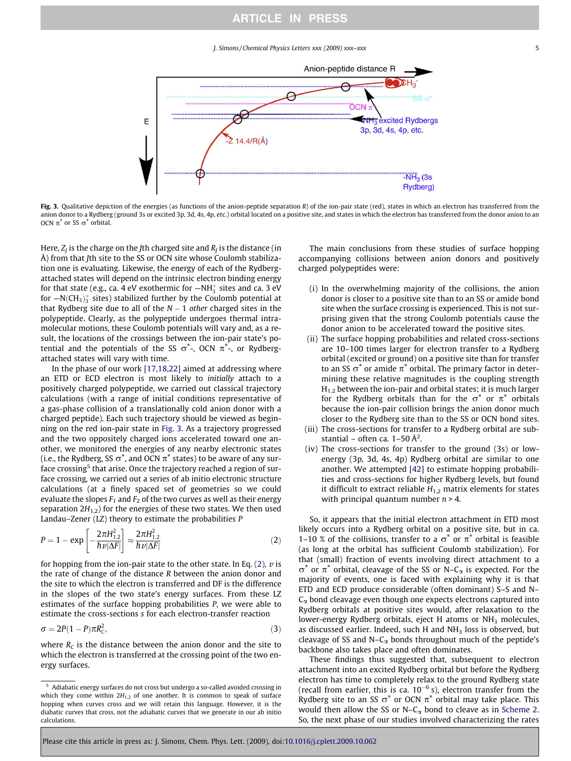Fig. 3. Qualitative depiction of the energies (as functions of the anion-peptide separation $R$) of the ion-pair state (red), states in which an electron has transferred from the anion donor to a Rydberg (ground 3s or excited 3p, 3d, 4s, 4p, etc.) orbital located on a positive site, and states in which the electron has transferred from the donor anion to an OCN $\pi^*$ or SS $\sigma^*$ orbital.

Here, $Z_J$ is the charge on the $J$th charged site and $R_J$ is the distance (in Å) from that $J$th site to the SS or OCN site whose Coulomb stabilization one is evaluating. Likewise, the energy of each of the Rydberg-attached states will depend on the intrinsic electron binding energy for that state (e.g., ca. 4 eV exothermic for $-NH_3^+$ sites and ca. 3 eV for $-N(CH_3)_3^+$ sites) stabilized further by the Coulomb potential at that Rydberg site due to all of the $N - 1$ *other* charged sites in the polypeptide. Clearly, as the polypeptide undergoes thermal intramolecular motions, these Coulomb potentials will vary and, as a result, the locations of the crossings between the ion-pair state's potential and the potentials of the SS $\sigma^*$-, OCN $\pi^*$-, or Rydberg-attached states will vary with time.

In the phase of our work [17,18,22] aimed at addressing where an ETD or ECD electron is most likely to *initially* attach to a positively charged polypeptide, we carried out classical trajectory calculations (with a range of initial conditions representative of a gas-phase collision of a translationally cold anion donor with a charged peptide). Each such trajectory should be viewed as beginning on the red ion-pair state in Fig. 3. As a trajectory progressed and the two oppositely charged ions accelerated toward one another, we monitored the energies of any nearby electronic states (i.e., the Rydberg, SS $\sigma^*$, and OCN $\pi^*$ states) to be aware of any surface crossing[5] that arise. Once the trajectory reached a region of surface crossing, we carried out a series of ab initio electronic structure calculations (at a finely spaced set of geometries so we could evaluate the slopes $F_1$ and $F_2$ of the two curves as well as their energy separation $2H_{1,2}$) for the energies of these two states. We then used Landau–Zener (LZ) theory to estimate the probabilities $P$

$$P = 1 - \exp\left[-\frac{2\pi H_{1,2}^2}{\hbar v|\Delta F|}\right] \approx \frac{2\pi H_{1,2}^2}{\hbar v|\Delta F|} \tag{2}$$

for hopping from the ion-pair state to the other state. In Eq. (2), $v$ is the rate of change of the distance $R$ between the anion donor and the site to which the electron is transferred and DF is the difference in the slopes of the two state's energy surfaces. From these LZ estimates of the surface hopping probabilities $P$, we were able to estimate the cross-sections $s$ for each electron-transfer reaction

$$\sigma = 2P(1 - P)\pi R_C^2, \tag{3}$$

where $R_C$ is the distance between the anion donor and the site to which the electron is transferred at the crossing point of the two energy surfaces.

The main conclusions from these studies of surface hopping accompanying collisions between anion donors and positively charged polypeptides were:

- (i) In the overwhelming majority of the collisions, the anion donor is closer to a positive site than to an SS or amide bond site when the surface crossing is experienced. This is not surprising given that the strong Coulomb potentials cause the donor anion to be accelerated toward the positive sites.
- (ii) The surface hopping probabilities and related cross-sections are 10–100 times larger for electron transfer to a Rydberg orbital (excited or ground) on a positive site than for transfer to an SS $\sigma^*$ or amide $\pi^*$ orbital. The primary factor in determining these relative magnitudes is the coupling strength $H_{1,2}$ between the ion-pair and orbital states; it is much larger for the Rydberg orbitals than for the $\sigma^*$ or $\pi^*$ orbitals because the ion-pair collision brings the anion donor much closer to the Rydberg site than to the SS or OCN bond sites.
- (iii) The cross-sections for transfer to a Rydberg orbital are substantial – often ca. 1–50 Å$^2$.
- (iv) The cross-sections for transfer to the ground (3s) or low-energy (3p, 3d, 4s, 4p) Rydberg orbital are similar to one another. We attempted [42] to estimate hopping probabilities and cross-sections for higher Rydberg levels, but found it difficult to extract reliable $H_{1,2}$ matrix elements for states with principal quantum number $n > 4$.

So, it appears that the initial electron attachment in ETD most likely occurs into a Rydberg orbital on a positive site, but in ca. 1–10 % of the collisions, transfer to a $\sigma^*$ or $\pi^*$ orbital is feasible (as long at the orbital has sufficient Coulomb stabilization). For that (small) fraction of events involving direct attachment to a $\sigma^*$ or $\pi^*$ orbital, cleavage of the SS or N–$C_\alpha$ is expected. For the majority of events, one is faced with explaining why it is that ETD and ECD produce considerable (often dominant) S–S and N–$C_\alpha$ bond cleavage even though one expects electrons captured into Rydberg orbitals at positive sites would, after relaxation to the lower-energy Rydberg orbitals, eject H atoms or $NH_3$ molecules, as discussed earlier. Indeed, such H and $NH_3$ loss is observed, but cleavage of SS and N–$C_\alpha$ bonds throughout much of the peptide's backbone also takes place and often dominates.

These findings thus suggested that, subsequent to electron attachment into an excited Rydberg orbital but before the Rydberg electron has time to completely relax to the ground Rydberg state (recall from earlier, this is ca. $10^{-6}$ s), electron transfer from the Rydberg site to an SS $\sigma^*$ or OCN $\pi^*$ orbital may take place. This would then allow the SS or N–$C_\alpha$ bond to cleave as in Scheme 2. So, the next phase of our studies involved characterizing the rates

[5] Adiabatic energy surfaces do not cross but undergo a so-called avoided crossing in which they come within $2H_{1,2}$ of one another. It is common to speak of surface hopping when curves cross and we will retain this language. However, it is the diabatic curves that cross, not the adiabatic curves that we generate in our ab initio calculations.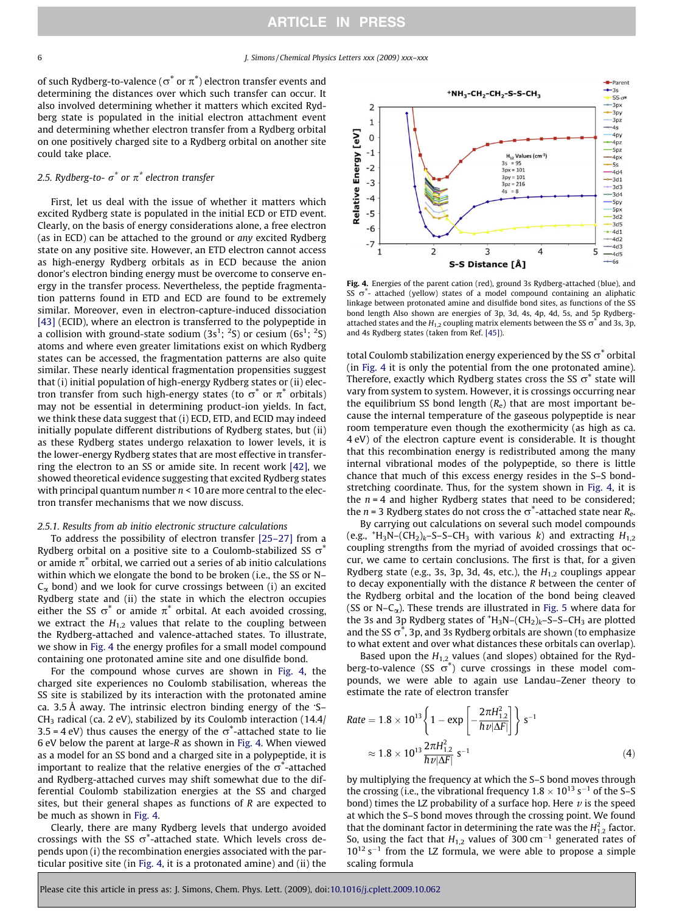of such Rydberg-to-valence ($\sigma^*$ or $\pi^*$) electron transfer events and determining the distances over which such transfer can occur. It also involved determining whether it matters which excited Rydberg state is populated in the initial electron attachment event and determining whether electron transfer from a Rydberg orbital on one positively charged site to a Rydberg orbital on another site could take place.

### 2.5. Rydberg-to- $\sigma^*$ or $\pi^*$ electron transfer

First, let us deal with the issue of whether it matters which excited Rydberg state is populated in the initial ECD or ETD event. Clearly, on the basis of energy considerations alone, a free electron (as in ECD) can be attached to the ground or *any* excited Rydberg state on any positive site. However, an ETD electron cannot access as high-energy Rydberg orbitals as in ECD because the anion donor's electron binding energy must be overcome to conserve energy in the transfer process. Nevertheless, the peptide fragmentation patterns found in ETD and ECD are found to be extremely similar. Moreover, even in electron-capture-induced dissociation [43] (ECID), where an electron is transferred to the polypeptide in a collision with ground-state sodium ($3s^1$; $^2S$) or cesium ($6s^1$; $^2S$) atoms and where even greater limitations exist on which Rydberg states can be accessed, the fragmentation patterns are also quite similar. These nearly identical fragmentation propensities suggest that (i) initial population of high-energy Rydberg states or (ii) electron transfer from such high-energy states (to $\sigma^*$ or $\pi^*$ orbitals) may not be essential in determining product-ion yields. In fact, we think these data suggest that (i) ECD, ETD, and ECID may indeed initially populate different distributions of Rydberg states, but (ii) as these Rydberg states undergo relaxation to lower levels, it is the lower-energy Rydberg states that are most effective in transferring the electron to an SS or amide site. In recent work [42], we showed theoretical evidence suggesting that excited Rydberg states with principal quantum number $n < 10$ are more central to the electron transfer mechanisms that we now discuss.

#### 2.5.1. Results from ab initio electronic structure calculations

To address the possibility of electron transfer [25–27] from a Rydberg orbital on a positive site to a Coulomb-stabilized SS $\sigma^*$ or amide $\pi^*$ orbital, we carried out a series of ab initio calculations within which we elongate the bond to be broken (i.e., the SS or N–C$_\alpha$ bond) and we look for curve crossings between (i) an excited Rydberg state and (ii) the state in which the electron occupies either the SS $\sigma^*$ or amide $\pi^*$ orbital. At each avoided crossing, we extract the $H_{1,2}$ values that relate to the coupling between the Rydberg-attached and valence-attached states. To illustrate, we show in Fig. 4 the energy profiles for a small model compound containing one protonated amine site and one disulfide bond.

For the compound whose curves are shown in Fig. 4, the charged site experiences no Coulomb stabilisation, whereas the SS site is stabilized by its interaction with the protonated amine ca. 3.5 Å away. The intrinsic electron binding energy of the ·S–$CH_3$ radical (ca. 2 eV), stabilized by its Coulomb interaction (14.4/3.5 = 4 eV) thus causes the energy of the $\sigma^*$-attached state to lie 6 eV below the parent at large-*R* as shown in Fig. 4. When viewed as a model for an SS bond and a charged site in a polypeptide, it is important to realize that the relative energies of the $\sigma^*$-attached and Rydberg-attached curves may shift somewhat due to the differential Coulomb stabilization energies at the SS and charged sites, but their general shapes as functions of *R* are expected to be much as shown in Fig. 4.

Clearly, there are many Rydberg levels that undergo avoided crossings with the SS $\sigma^*$-attached state. Which levels cross depends upon (i) the recombination energies associated with the particular positive site (in Fig. 4, it is a protonated amine) and (ii) the total Coulomb stabilization energy experienced by the SS $\sigma^*$ orbital (in Fig. 4 it is only the potential from the one protonated amine). Therefore, exactly which Rydberg states cross the SS $\sigma^*$ state will vary from system to system. However, it is crossings occurring near the equilibrium SS bond length ($R_e$) that are most important because the internal temperature of the gaseous polypeptide is near room temperature even though the exothermicity (as high as ca. 4 eV) of the electron capture event is considerable. It is thought that this recombination energy is redistributed among the many internal vibrational modes of the polypeptide, so there is little chance that much of this excess energy resides in the S–S bond-stretching coordinate. Thus, for the system shown in Fig. 4, it is the $n = 4$ and higher Rydberg states that need to be considered; the $n = 3$ Rydberg states do not cross the $\sigma^*$-attached state near $R_e$.

Fig. 4. Energies of the parent cation (red), ground 3s Rydberg-attached (blue), and SS $\sigma^*$- attached (yellow) states of a model compound containing an aliphatic linkage between protonated amine and disulfide bond sites, as functions of the SS bond length Also shown are energies of 3p, 3d, 4s, 4p, 4d, 5s, and 5p Rydberg-attached states and the $H_{1,2}$ coupling matrix elements between the SS $\sigma^*$ and 3s, 3p, and 4s Rydberg states (taken from Ref. [45]).

By carrying out calculations on several such model compounds (e.g., $^+H_3N$–$(CH_2)_k$–S–S–$CH_3$ with various *k*) and extracting $H_{1,2}$ coupling strengths from the myriad of avoided crossings that occur, we came to certain conclusions. The first is that, for a given Rydberg state (e.g., 3s, 3p, 3d, 4s, etc.), the $H_{1,2}$ couplings appear to decay exponentially with the distance *R* between the center of the Rydberg orbital and the location of the bond being cleaved (SS or N–C$_\alpha$). These trends are illustrated in Fig. 5 where data for the 3s and 3p Rydberg states of $^+H_3N$–$(CH_2)_k$–S–S–$CH_3$ are plotted and the SS $\sigma^*$, 3p, and 3s Rydberg orbitals are shown (to emphasize to what extent and over what distances these orbitals can overlap).

Based upon the $H_{1,2}$ values (and slopes) obtained for the Rydberg-to-valence (SS $\sigma^*$) curve crossings in these model compounds, we were able to again use Landau–Zener theory to estimate the rate of electron transfer

$$
Rate = 1.8 \times 10^{13}\left\{1 - \exp\left[-\frac{2\pi H_{1,2}^2}{\hbar v|\Delta F|}\right]\right\}\ \mathrm{s}^{-1}
$$

$$
\approx 1.8 \times 10^{13}\frac{2\pi H_{1,2}^2}{\hbar v|\Delta F|}\ \mathrm{s}^{-1} \tag{4}
$$

by multiplying the frequency at which the S–S bond moves through the crossing (i.e., the vibrational frequency $1.8 \times 10^{13}\ \mathrm{s}^{-1}$ of the S–S bond) times the LZ probability of a surface hop. Here $v$ is the speed at which the S–S bond moves through the crossing point. We found that the dominant factor in determining the rate was the $H_{1,2}^2$ factor. So, using the fact that $H_{1,2}$ values of 300 $\mathrm{cm}^{-1}$ generated rates of $10^{12}\ \mathrm{s}^{-1}$ from the LZ formula, we were able to propose a simple scaling formula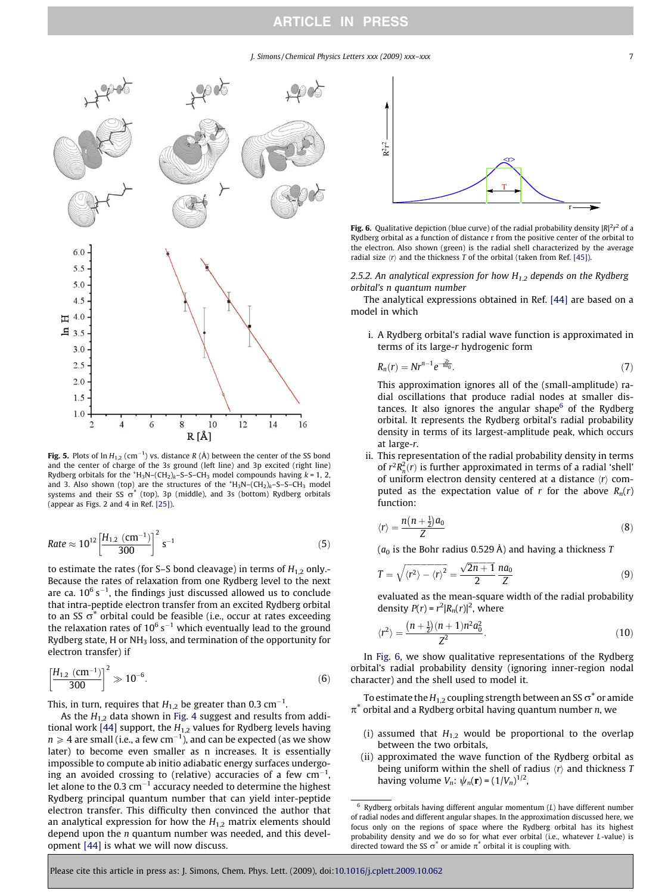**Fig. 5.** Plots of ln $H_{1,2}$ (cm$^{-1}$) vs. distance $R$ (Å) between the center of the SS bond and the center of charge of the 3s ground (left line) and 3p excited (right line) Rydberg orbitals for the $^{+}H_3N$–$(CH_2)_k$–S–S–$CH_3$ model compounds having $k$ = 1, 2, and 3. Also shown (top) are the structures of the $^{+}H_3N$–$(CH_2)_k$–S–S–$CH_3$ model systems and their SS $\sigma^*$ (top), 3p (middle), and 3s (bottom) Rydberg orbitals (appear as Figs. 2 and 4 in Ref. [25]).

$$Rate \approx 10^{12}\left[\frac{H_{1,2}\ (\mathrm{cm}^{-1})}{300}\right]^2\ \mathrm{s}^{-1} \tag{5}$$

to estimate the rates (for S–S bond cleavage) in terms of $H_{1,2}$ only.- Because the rates of relaxation from one Rydberg level to the next are ca. $10^6$ s$^{-1}$, the findings just discussed allowed us to conclude that intra-peptide electron transfer from an excited Rydberg orbital to an SS $\sigma^*$ orbital could be feasible (i.e., occur at rates exceeding the relaxation rates of $10^6$ s$^{-1}$ which eventually lead to the ground Rydberg state, H or $NH_3$ loss, and termination of the opportunity for electron transfer) if

$$\left[\frac{H_{1,2}\ (\mathrm{cm}^{-1})}{300}\right]^2 \gg 10^{-6}. \tag{6}$$

This, in turn, requires that $H_{1,2}$ be greater than 0.3 cm$^{-1}$.

As the $H_{1,2}$ data shown in Fig. 4 suggest and results from additional work [44] support, the $H_{1,2}$ values for Rydberg levels having $n \geqslant 4$ are small (i.e., a few cm$^{-1}$), and can be expected (as we show later) to become even smaller as n increases. It is essentially impossible to compute ab initio adiabatic energy surfaces undergoing an avoided crossing to (relative) accuracies of a few cm$^{-1}$, let alone to the 0.3 cm$^{-1}$ accuracy needed to determine the highest Rydberg principal quantum number that can yield inter-peptide electron transfer. This difficulty then convinced the author that an analytical expression for how the $H_{1,2}$ matrix elements should depend upon the $n$ quantum number was needed, and this development [44] is what we will now discuss.

**Fig. 6.** Qualitative depiction (blue curve) of the radial probability density $|R|^2r^2$ of a Rydberg orbital as a function of distance r from the positive center of the orbital to the electron. Also shown (green) is the radial shell characterized by the average radial size $\langle r\rangle$ and the thickness $T$ of the orbital (taken from Ref. [45]).

### 2.5.2. An analytical expression for how $H_{1,2}$ depends on the Rydberg orbital's n quantum number

The analytical expressions obtained in Ref. [44] are based on a model in which

i. A Rydberg orbital's radial wave function is approximated in terms of its large-$r$ hydrogenic form

$$R_n(r) = Nr^{n-1}e^{-\frac{Zr}{na_0}}. \tag{7}$$

This approximation ignores all of the (small-amplitude) radial oscillations that produce radial nodes at smaller distances. It also ignores the angular shape[6] of the Rydberg orbital. It represents the Rydberg orbital's radial probability density in terms of its largest-amplitude peak, which occurs at large-$r$.

ii. This representation of the radial probability density in terms of $r^2R_n^2(r)$ is further approximated in terms of a radial 'shell' of uniform electron density centered at a distance $\langle r\rangle$ computed as the expectation value of $r$ for the above $R_n(r)$ function:

$$\langle r\rangle = \frac{n\left(n+\frac{1}{2}\right)a_0}{Z} \tag{8}$$

($a_0$ is the Bohr radius 0.529 Å) and having a thickness $T$

$$T = \sqrt{\langle r^2\rangle - \langle r\rangle^2} = \frac{\sqrt{2n+1}}{2}\frac{na_0}{Z} \tag{9}$$

evaluated as the mean-square width of the radial probability density $P(r) = r^2|R_n(r)|^2$, where

$$\langle r^2\rangle = \frac{\left(n+\frac{1}{2}\right)(n+1)n^2a_0^2}{Z^2}. \tag{10}$$

In Fig. 6, we show qualitative representations of the Rydberg orbital's radial probability density (ignoring inner-region nodal character) and the shell used to model it.

To estimate the $H_{1,2}$ coupling strength between an SS $\sigma^*$ or amide $\pi^*$ orbital and a Rydberg orbital having quantum number $n$, we

(i) assumed that $H_{1,2}$ would be proportional to the overlap between the two orbitals,

(ii) approximated the wave function of the Rydberg orbital as being uniform within the shell of radius $\langle r\rangle$ and thickness $T$ having volume $V_n$: $\psi_n(\mathbf{r}) = (1/V_n)^{1/2}$,

[6] Rydberg orbitals having different angular momentum ($L$) have different number of radial nodes and different angular shapes. In the approximation discussed here, we focus only on the regions of space where the Rydberg orbital has its highest probability density and we do so for what ever orbital (i.e., whatever $L$-value) is directed toward the SS $\sigma^*$ or amide $\pi^*$ orbital it is coupling with.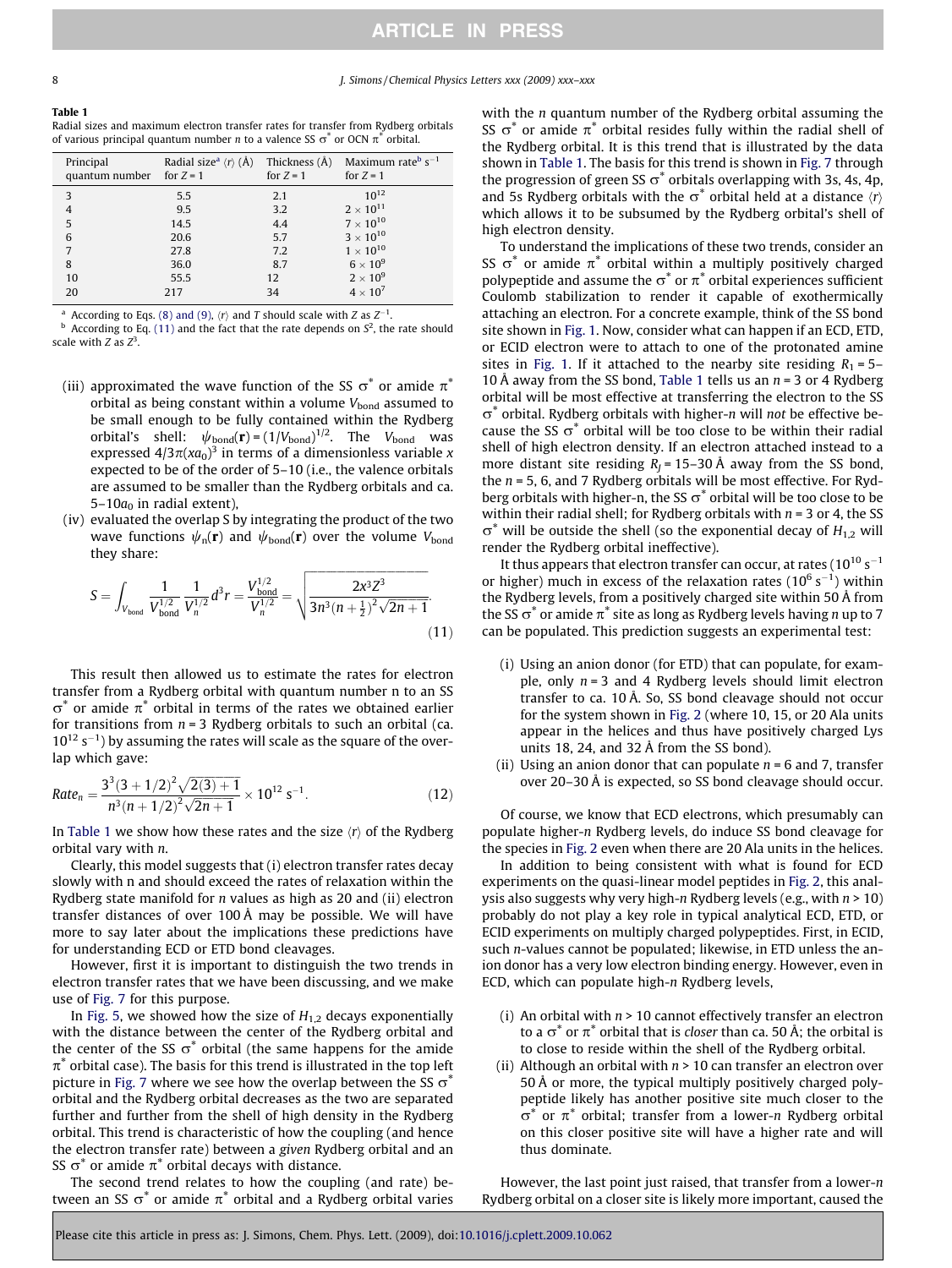**Table 1**
Radial sizes and maximum electron transfer rates for transfer from Rydberg orbitals of various principal quantum number $n$ to a valence SS $\sigma^*$ or OCN $\pi^*$ orbital.

| Principal quantum number | Radial size[a] $\langle r \rangle$ (Å) for $Z = 1$ | Thickness (Å) for $Z = 1$ | Maximum rate[b] $s^{-1}$ for $Z = 1$ |
|---|---|---|---|
| 3 | 5.5 | 2.1 | $10^{12}$ |
| 4 | 9.5 | 3.2 | $2 \times 10^{11}$ |
| 5 | 14.5 | 4.4 | $7 \times 10^{10}$ |
| 6 | 20.6 | 5.7 | $3 \times 10^{10}$ |
| 7 | 27.8 | 7.2 | $1 \times 10^{10}$ |
| 8 | 36.0 | 8.7 | $6 \times 10^{9}$ |
| 10 | 55.5 | 12 | $2 \times 10^{9}$ |
| 20 | 217 | 34 | $4 \times 10^{7}$ |

[a] According to Eqs. (8) and (9), $\langle r \rangle$ and $T$ should scale with $Z$ as $Z^{-1}$.
[b] According to Eq. (11) and the fact that the rate depends on $S^2$, the rate should scale with $Z$ as $Z^3$.

(iii) approximated the wave function of the SS $\sigma^*$ or amide $\pi^*$ orbital as being constant within a volume $V_{\text{bond}}$ assumed to be small enough to be fully contained within the Rydberg orbital's shell: $\psi_{\text{bond}}(\mathbf{r}) = (1/V_{\text{bond}})^{1/2}$. The $V_{\text{bond}}$ was expressed $4/3\pi(xa_0)^3$ in terms of a dimensionless variable $x$ expected to be of the order of 5–10 (i.e., the valence orbitals are assumed to be smaller than the Rydberg orbitals and ca. 5–10$a_0$ in radial extent),

(iv) evaluated the overlap S by integrating the product of the two wave functions $\psi_n(\mathbf{r})$ and $\psi_{\text{bond}}(\mathbf{r})$ over the volume $V_{\text{bond}}$ they share:

$$S = \int_{V_{\text{bond}}} \frac{1}{V_{\text{bond}}^{1/2}} \frac{1}{V_n^{1/2}} d^3r = \frac{V_{\text{bond}}^{1/2}}{V_n^{1/2}} = \sqrt{\frac{2x^3Z^3}{3n^3(n+\frac{1}{2})^2\sqrt{2n+1}}}. \tag{11}$$

This result then allowed us to estimate the rates for electron transfer from a Rydberg orbital with quantum number n to an SS $\sigma^*$ or amide $\pi^*$ orbital in terms of the rates we obtained earlier for transitions from $n = 3$ Rydberg orbitals to such an orbital (ca. $10^{12}$ $s^{-1}$) by assuming the rates will scale as the square of the overlap which gave:

$$Rate_n = \frac{3^3(3+1/2)^2\sqrt{2(3)+1}}{n^3(n+1/2)^2\sqrt{2n+1}} \times 10^{12}\ s^{-1}. \tag{12}$$

In Table 1 we show how these rates and the size $\langle r \rangle$ of the Rydberg orbital vary with $n$.

Clearly, this model suggests that (i) electron transfer rates decay slowly with n and should exceed the rates of relaxation within the Rydberg state manifold for $n$ values as high as 20 and (ii) electron transfer distances of over 100 Å may be possible. We will have more to say later about the implications these predictions have for understanding ECD or ETD bond cleavages.

However, first it is important to distinguish the two trends in electron transfer rates that we have been discussing, and we make use of Fig. 7 for this purpose.

In Fig. 5, we showed how the size of $H_{1,2}$ decays exponentially with the distance between the center of the Rydberg orbital and the center of the SS $\sigma^*$ orbital (the same happens for the amide $\pi^*$ orbital case). The basis for this trend is illustrated in the top left picture in Fig. 7 where we see how the overlap between the SS $\sigma^*$ orbital and the Rydberg orbital decreases as the two are separated further and further from the shell of high density in the Rydberg orbital. This trend is characteristic of how the coupling (and hence the electron transfer rate) between a *given* Rydberg orbital and an SS $\sigma^*$ or amide $\pi^*$ orbital decays with distance.

The second trend relates to how the coupling (and rate) between an SS $\sigma^*$ or amide $\pi^*$ orbital and a Rydberg orbital varies with the $n$ quantum number of the Rydberg orbital assuming the SS $\sigma^*$ or amide $\pi^*$ orbital resides fully within the radial shell of the Rydberg orbital. It is this trend that is illustrated by the data shown in Table 1. The basis for this trend is shown in Fig. 7 through the progression of green SS $\sigma^*$ orbitals overlapping with 3s, 4s, 4p, and 5s Rydberg orbitals with the $\sigma^*$ orbital held at a distance $\langle r \rangle$ which allows it to be subsumed by the Rydberg orbital's shell of high electron density.

To understand the implications of these two trends, consider an SS $\sigma^*$ or amide $\pi^*$ orbital within a multiply positively charged polypeptide and assume the $\sigma^*$ or $\pi^*$ orbital experiences sufficient Coulomb stabilization to render it capable of exothermically attaching an electron. For a concrete example, think of the SS bond site shown in Fig. 1. Now, consider what can happen if an ECD, ETD, or ECID electron were to attach to one of the protonated amine sites in Fig. 1. If it attached to the nearby site residing $R_1$ = 5–10 Å away from the SS bond, Table 1 tells us an $n = 3$ or 4 Rydberg orbital will be most effective at transferring the electron to the SS $\sigma^*$ orbital. Rydberg orbitals with higher-$n$ will *not* be effective because the SS $\sigma^*$ orbital will be too close to be within their radial shell of high electron density. If an electron attached instead to a more distant site residing $R_J$ = 15–30 Å away from the SS bond, the $n = 5$, 6, and 7 Rydberg orbitals will be most effective. For Rydberg orbitals with higher-n, the SS $\sigma^*$ orbital will be too close to be within their radial shell; for Rydberg orbitals with $n = 3$ or 4, the SS $\sigma^*$ will be outside the shell (so the exponential decay of $H_{1,2}$ will render the Rydberg orbital ineffective).

It thus appears that electron transfer can occur, at rates ($10^{10}$ $s^{-1}$ or higher) much in excess of the relaxation rates ($10^6$ $s^{-1}$) within the Rydberg levels, from a positively charged site within 50 Å from the SS $\sigma^*$ or amide $\pi^*$ site as long as Rydberg levels having $n$ up to 7 can be populated. This prediction suggests an experimental test:

(i) Using an anion donor (for ETD) that can populate, for example, only $n = 3$ and 4 Rydberg levels should limit electron transfer to ca. 10 Å. So, SS bond cleavage should not occur for the system shown in Fig. 2 (where 10, 15, or 20 Ala units appear in the helices and thus have positively charged Lys units 18, 24, and 32 Å from the SS bond).
(ii) Using an anion donor that can populate $n = 6$ and 7, transfer over 20–30 Å is expected, so SS bond cleavage should occur.

Of course, we know that ECD electrons, which presumably can populate higher-$n$ Rydberg levels, do induce SS bond cleavage for the species in Fig. 2 even when there are 20 Ala units in the helices.

In addition to being consistent with what is found for ECD experiments on the quasi-linear model peptides in Fig. 2, this analysis also suggests why very high-$n$ Rydberg levels (e.g., with $n > 10$) probably do not play a key role in typical analytical ECD, ETD, or ECID experiments on multiply charged polypeptides. First, in ECID, such $n$-values cannot be populated; likewise, in ETD unless the anion donor has a very low electron binding energy. However, even in ECD, which can populate high-$n$ Rydberg levels,

(i) An orbital with $n > 10$ cannot effectively transfer an electron to a $\sigma^*$ or $\pi^*$ orbital that is *closer* than ca. 50 Å; the orbital is to close to reside within the shell of the Rydberg orbital.
(ii) Although an orbital with $n > 10$ can transfer an electron over 50 Å or more, the typical multiply positively charged polypeptide likely has another positive site much closer to the $\sigma^*$ or $\pi^*$ orbital; transfer from a lower-$n$ Rydberg orbital on this closer positive site will have a higher rate and will thus dominate.

However, the last point just raised, that transfer from a lower-$n$ Rydberg orbital on a closer site is likely more important, caused the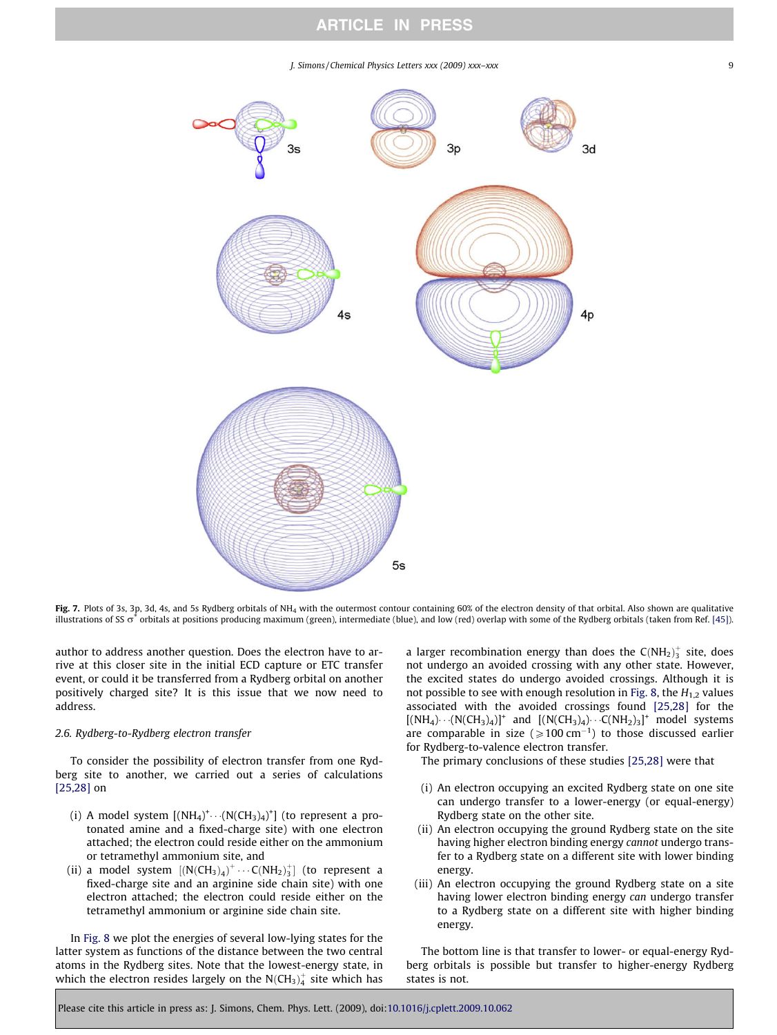Fig. 7. Plots of 3s, 3p, 3d, 4s, and 5s Rydberg orbitals of $NH_4$ with the outermost contour containing 60% of the electron density of that orbital. Also shown are qualitative illustrations of SS $\sigma^*$ orbitals at positions producing maximum (green), intermediate (blue), and low (red) overlap with some of the Rydberg orbitals (taken from Ref. [45]).

author to address another question. Does the electron have to arrive at this closer site in the initial ECD capture or ETC transfer event, or could it be transferred from a Rydberg orbital on another positively charged site? It is this issue that we now need to address.

### 2.6. Rydberg-to-Rydberg electron transfer

To consider the possibility of electron transfer from one Rydberg site to another, we carried out a series of calculations [25,28] on

(i) A model system $[(NH_4)^+\cdots(N(CH_3)_4)^+]$ (to represent a protonated amine and a fixed-charge site) with one electron attached; the electron could reside either on the ammonium or tetramethyl ammonium site, and
(ii) a model system $[(N(CH_3)_4)^+\cdots C(NH_2)_3^+]$ (to represent a fixed-charge site and an arginine side chain site) with one electron attached; the electron could reside either on the tetramethyl ammonium or arginine side chain site.

In Fig. 8 we plot the energies of several low-lying states for the latter system as functions of the distance between the two central atoms in the Rydberg sites. Note that the lowest-energy state, in which the electron resides largely on the $N(CH_3)_4^+$ site which has a larger recombination energy than does the $C(NH_2)_3^+$ site, does not undergo an avoided crossing with any other state. However, the excited states do undergo avoided crossings. Although it is not possible to see with enough resolution in Fig. 8, the $H_{1,2}$ values associated with the avoided crossings found [25,28] for the $[(NH_4)\cdots(N(CH_3)_4)]^+$ and $[(N(CH_3)_4)\cdots C(NH_2)_3]^+$ model systems are comparable in size ($\geqslant 100$ cm$^{-1}$) to those discussed earlier for Rydberg-to-valence electron transfer.

The primary conclusions of these studies [25,28] were that

(i) An electron occupying an excited Rydberg state on one site can undergo transfer to a lower-energy (or equal-energy) Rydberg state on the other site.
(ii) An electron occupying the ground Rydberg state on the site having higher electron binding energy *cannot* undergo transfer to a Rydberg state on a different site with lower binding energy.
(iii) An electron occupying the ground Rydberg state on a site having lower electron binding energy *can* undergo transfer to a Rydberg state on a different site with higher binding energy.

The bottom line is that transfer to lower- or equal-energy Rydberg orbitals is possible but transfer to higher-energy Rydberg states is not.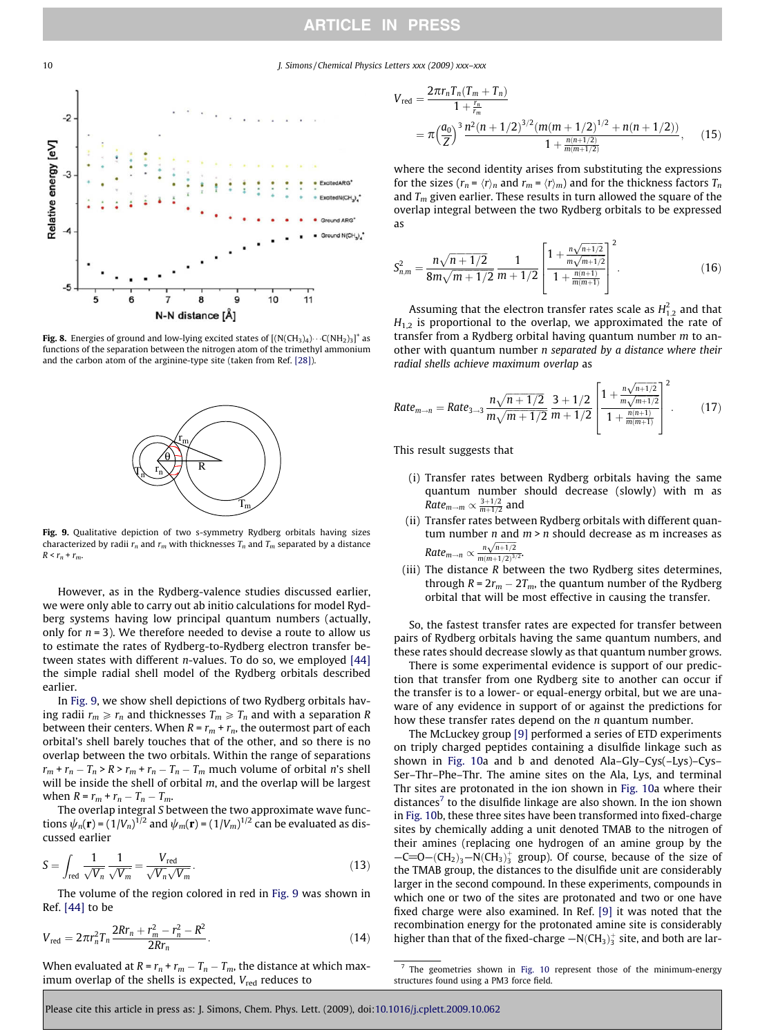Fig. 8. Energies of ground and low-lying excited states of $[(N(CH_3)_4)\cdots C(NH_2)_3]^+$ as functions of the separation between the nitrogen atom of the trimethyl ammonium and the carbon atom of the arginine-type site (taken from Ref. [28]).

Fig. 9. Qualitative depiction of two s-symmetry Rydberg orbitals having sizes characterized by radii $r_n$ and $r_m$ with thicknesses $T_n$ and $T_m$ separated by a distance $R < r_n + r_m$.

However, as in the Rydberg-valence studies discussed earlier, we were only able to carry out ab initio calculations for model Rydberg systems having low principal quantum numbers (actually, only for $n = 3$). We therefore needed to devise a route to allow us to estimate the rates of Rydberg-to-Rydberg electron transfer between states with different $n$-values. To do so, we employed [44] the simple radial shell model of the Rydberg orbitals described earlier.

In Fig. 9, we show shell depictions of two Rydberg orbitals having radii $r_m \geqslant r_n$ and thicknesses $T_m \geqslant T_n$ and with a separation $R$ between their centers. When $R = r_m + r_n$, the outermost part of each orbital's shell barely touches that of the other, and so there is no overlap between the two orbitals. Within the range of separations $r_m + r_n - T_n > R > r_m + r_n - T_n - T_m$ much volume of orbital $n$'s shell will be inside the shell of orbital $m$, and the overlap will be largest when $R = r_m + r_n - T_n - T_m$.

The overlap integral $S$ between the two approximate wave functions $\psi_n(\mathbf{r}) = (1/V_n)^{1/2}$ and $\psi_m(\mathbf{r}) = (1/V_m)^{1/2}$ can be evaluated as discussed earlier

$$S = \int_{\text{red}} \frac{1}{\sqrt{V_n}} \frac{1}{\sqrt{V_m}} = \frac{V_{\text{red}}}{\sqrt{V_n}\sqrt{V_m}}. \quad (13)$$

The volume of the region colored in red in Fig. 9 was shown in Ref. [44] to be

$$V_{\text{red}} = 2\pi r_n^2 T_n \frac{2Rr_n + r_m^2 - r_n^2 - R^2}{2Rr_n}. \quad (14)$$

When evaluated at $R = r_n + r_m - T_n - T_m$, the distance at which maximum overlap of the shells is expected, $V_{\text{red}}$ reduces to

$$V_{\text{red}} = \frac{2\pi r_n T_n (T_m + T_n)}{1 + \frac{r_n}{r_m}} = \pi\left(\frac{a_0}{Z}\right)^3 \frac{n^2(n+1/2)^{3/2}(m(m+1/2)^{1/2} + n(n+1/2))}{1 + \frac{n(n+1/2)}{m(m+1/2)}}, \quad (15)$$

where the second identity arises from substituting the expressions for the sizes ($r_n = \langle r \rangle_n$ and $r_m = \langle r \rangle_m$) and for the thickness factors $T_n$ and $T_m$ given earlier. These results in turn allowed the square of the overlap integral between the two Rydberg orbitals to be expressed as

$$S_{n,m}^2 = \frac{n\sqrt{n+1/2}}{8m\sqrt{m+1/2}} \frac{1}{m+1/2} \left[\frac{1 + \frac{n\sqrt{n+1/2}}{m\sqrt{m+1/2}}}{1 + \frac{n(n+1)}{m(m+1)}}\right]^2. \quad (16)$$

Assuming that the electron transfer rates scale as $H_{1,2}^2$ and that $H_{1,2}$ is proportional to the overlap, we approximated the rate of transfer from a Rydberg orbital having quantum number $m$ to another with quantum number $n$ *separated by a distance where their radial shells achieve maximum overlap* as

$$Rate_{m\to n} = Rate_{3\to 3} \frac{n\sqrt{n+1/2}}{m\sqrt{m+1/2}} \frac{3+1/2}{m+1/2} \left[\frac{1 + \frac{n\sqrt{n+1/2}}{m\sqrt{m+1/2}}}{1 + \frac{n(n+1)}{m(m+1)}}\right]^2. \quad (17)$$

This result suggests that

(i) Transfer rates between Rydberg orbitals having the same quantum number should decrease (slowly) with m as $Rate_{m\to m} \propto \frac{3+1/2}{m+1/2}$ and
(ii) Transfer rates between Rydberg orbitals with different quantum number $n$ and $m > n$ should decrease as m increases as $Rate_{m\to n} \propto \frac{n\sqrt{n+1/2}}{m(m+1/2)^{3/2}}$.
(iii) The distance $R$ between the two Rydberg sites determines, through $R = 2r_m - 2T_m$, the quantum number of the Rydberg orbital that will be most effective in causing the transfer.

So, the fastest transfer rates are expected for transfer between pairs of Rydberg orbitals having the same quantum numbers, and these rates should decrease slowly as that quantum number grows.

There is some experimental evidence is support of our prediction that transfer from one Rydberg site to another can occur if the transfer is to a lower- or equal-energy orbital, but we are unaware of any evidence in support of or against the predictions for how these transfer rates depend on the $n$ quantum number.

The McLuckey group [9] performed a series of ETD experiments on triply charged peptides containing a disulfide linkage such as shown in Fig. 10a and b and denoted Ala–Gly–Cys(–Lys)–Cys–Ser–Thr–Phe–Thr. The amine sites on the Ala, Lys, and terminal Thr sites are protonated in the ion shown in Fig. 10a where their distances[7] to the disulfide linkage are also shown. In the ion shown in Fig. 10b, these three sites have been transformed into fixed-charge sites by chemically adding a unit denoted TMAB to the nitrogen of their amines (replacing one hydrogen of an amine group by the $-C{=}O-(CH_2)_3-N(CH_3)_3^+$ group). Of course, because of the size of the TMAB group, the distances to the disulfide unit are considerably larger in the second compound. In these experiments, compounds in which one or two of the sites are protonated and two or one have fixed charge were also examined. In Ref. [9] it was noted that the recombination energy for the protonated amine site is considerably higher than that of the fixed-charge $-N(CH_3)_3^+$ site, and both are lar-

[7] The geometries shown in Fig. 10 represent those of the minimum-energy structures found using a PM3 force field.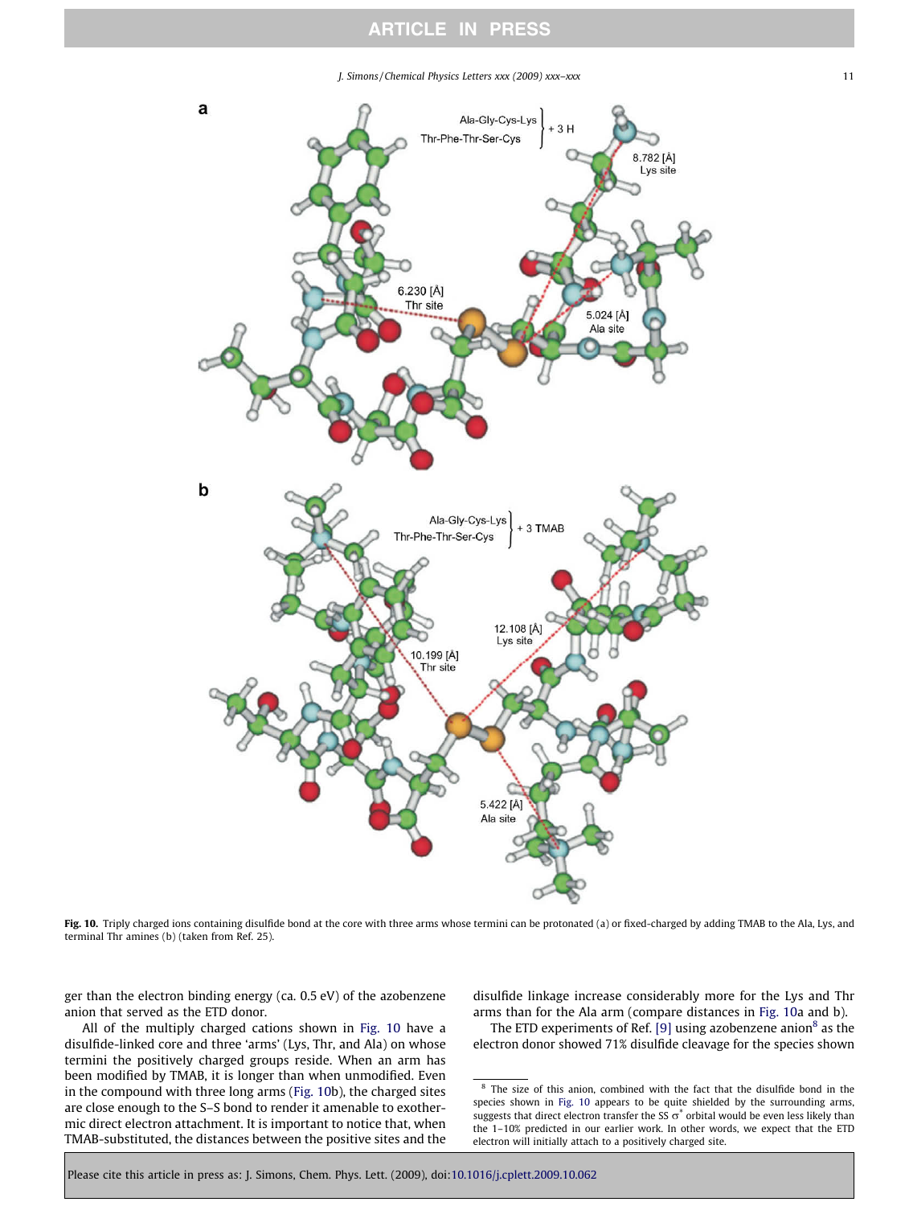Fig. 10. Triply charged ions containing disulfide bond at the core with three arms whose termini can be protonated (a) or fixed-charged by adding TMAB to the Ala, Lys, and terminal Thr amines (b) (taken from Ref. 25).

ger than the electron binding energy (ca. 0.5 eV) of the azobenzene anion that served as the ETD donor.

All of the multiply charged cations shown in Fig. 10 have a disulfide-linked core and three 'arms' (Lys, Thr, and Ala) on whose termini the positively charged groups reside. When an arm has been modified by TMAB, it is longer than when unmodified. Even in the compound with three long arms (Fig. 10b), the charged sites are close enough to the S–S bond to render it amenable to exothermic direct electron attachment. It is important to notice that, when TMAB-substituted, the distances between the positive sites and the disulfide linkage increase considerably more for the Lys and Thr arms than for the Ala arm (compare distances in Fig. 10a and b).

The ETD experiments of Ref. [9] using azobenzene anion[8] as the electron donor showed 71% disulfide cleavage for the species shown

[8] The size of this anion, combined with the fact that the disulfide bond in the species shown in Fig. 10 appears to be quite shielded by the surrounding arms, suggests that direct electron transfer the SS $\sigma^*$ orbital would be even less likely than the 1–10% predicted in our earlier work. In other words, we expect that the ETD electron will initially attach to a positively charged site.

Please cite this article in press as: J. Simons, Chem. Phys. Lett. (2009), doi:10.1016/j.cplett.2009.10.062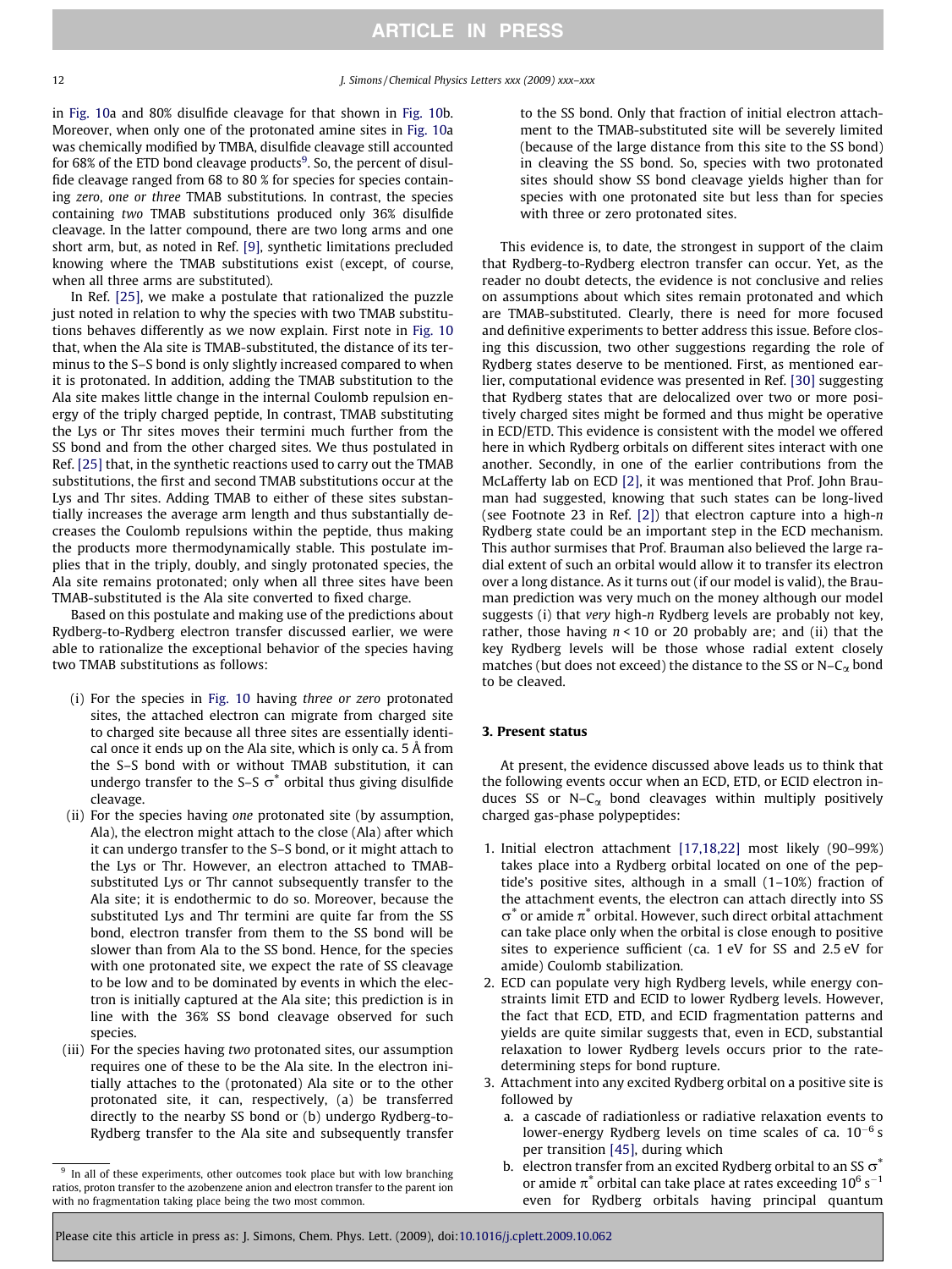in Fig. 10a and 80% disulfide cleavage for that shown in Fig. 10b. Moreover, when only one of the protonated amine sites in Fig. 10a was chemically modified by TMBA, disulfide cleavage still accounted for 68% of the ETD bond cleavage products[9]. So, the percent of disulfide cleavage ranged from 68 to 80 % for species for species containing *zero*, *one or three* TMAB substitutions. In contrast, the species containing *two* TMAB substitutions produced only 36% disulfide cleavage. In the latter compound, there are two long arms and one short arm, but, as noted in Ref. [9], synthetic limitations precluded knowing where the TMAB substitutions exist (except, of course, when all three arms are substituted).

In Ref. [25], we make a postulate that rationalized the puzzle just noted in relation to why the species with two TMAB substitutions behaves differently as we now explain. First note in Fig. 10 that, when the Ala site is TMAB-substituted, the distance of its terminus to the S–S bond is only slightly increased compared to when it is protonated. In addition, adding the TMAB substitution to the Ala site makes little change in the internal Coulomb repulsion energy of the triply charged peptide, In contrast, TMAB substituting the Lys or Thr sites moves their termini much further from the SS bond and from the other charged sites. We thus postulated in Ref. [25] that, in the synthetic reactions used to carry out the TMAB substitutions, the first and second TMAB substitutions occur at the Lys and Thr sites. Adding TMAB to either of these sites substantially increases the average arm length and thus substantially decreases the Coulomb repulsions within the peptide, thus making the products more thermodynamically stable. This postulate implies that in the triply, doubly, and singly protonated species, the Ala site remains protonated; only when all three sites have been TMAB-substituted is the Ala site converted to fixed charge.

Based on this postulate and making use of the predictions about Rydberg-to-Rydberg electron transfer discussed earlier, we were able to rationalize the exceptional behavior of the species having two TMAB substitutions as follows:

(i) For the species in Fig. 10 having *three or zero* protonated sites, the attached electron can migrate from charged site to charged site because all three sites are essentially identical once it ends up on the Ala site, which is only ca. 5 Å from the S–S bond with or without TMAB substitution, it can undergo transfer to the S–S $\sigma^*$ orbital thus giving disulfide cleavage.

(ii) For the species having *one* protonated site (by assumption, Ala), the electron might attach to the close (Ala) after which it can undergo transfer to the S–S bond, or it might attach to the Lys or Thr. However, an electron attached to TMAB-substituted Lys or Thr cannot subsequently transfer to the Ala site; it is endothermic to do so. Moreover, because the substituted Lys and Thr termini are quite far from the SS bond, electron transfer from them to the SS bond will be slower than from Ala to the SS bond. Hence, for the species with one protonated site, we expect the rate of SS cleavage to be low and to be dominated by events in which the electron is initially captured at the Ala site; this prediction is in line with the 36% SS bond cleavage observed for such species.

(iii) For the species having *two* protonated sites, our assumption requires one of these to be the Ala site. In the electron initially attaches to the (protonated) Ala site or to the other protonated site, it can, respectively, (a) be transferred directly to the nearby SS bond or (b) undergo Rydberg-to-Rydberg transfer to the Ala site and subsequently transfer to the SS bond. Only that fraction of initial electron attachment to the TMAB-substituted site will be severely limited (because of the large distance from this site to the SS bond) in cleaving the SS bond. So, species with two protonated sites should show SS bond cleavage yields higher than for species with one protonated site but less than for species with three or zero protonated sites.

This evidence is, to date, the strongest in support of the claim that Rydberg-to-Rydberg electron transfer can occur. Yet, as the reader no doubt detects, the evidence is not conclusive and relies on assumptions about which sites remain protonated and which are TMAB-substituted. Clearly, there is need for more focused and definitive experiments to better address this issue. Before closing this discussion, two other suggestions regarding the role of Rydberg states deserve to be mentioned. First, as mentioned earlier, computational evidence was presented in Ref. [30] suggesting that Rydberg states that are delocalized over two or more positively charged sites might be formed and thus might be operative in ECD/ETD. This evidence is consistent with the model we offered here in which Rydberg orbitals on different sites interact with one another. Secondly, in one of the earlier contributions from the McLafferty lab on ECD [2], it was mentioned that Prof. John Brauman had suggested, knowing that such states can be long-lived (see Footnote 23 in Ref. [2]) that electron capture into a high-$n$ Rydberg state could be an important step in the ECD mechanism. This author surmises that Prof. Brauman also believed the large radial extent of such an orbital would allow it to transfer its electron over a long distance. As it turns out (if our model is valid), the Brauman prediction was very much on the money although our model suggests (i) that *very* high-$n$ Rydberg levels are probably not key, rather, those having $n < 10$ or 20 probably are; and (ii) that the key Rydberg levels will be those whose radial extent closely matches (but does not exceed) the distance to the SS or N–$C_\alpha$ bond to be cleaved.

## 3. Present status

At present, the evidence discussed above leads us to think that the following events occur when an ECD, ETD, or ECID electron induces SS or N–$C_\alpha$ bond cleavages within multiply positively charged gas-phase polypeptides:

1. Initial electron attachment [17,18,22] most likely (90–99%) takes place into a Rydberg orbital located on one of the peptide's positive sites, although in a small (1–10%) fraction of the attachment events, the electron can attach directly into SS $\sigma^*$ or amide $\pi^*$ orbital. However, such direct orbital attachment can take place only when the orbital is close enough to positive sites to experience sufficient (ca. 1 eV for SS and 2.5 eV for amide) Coulomb stabilization.
2. ECD can populate very high Rydberg levels, while energy constraints limit ETD and ECID to lower Rydberg levels. However, the fact that ECD, ETD, and ECID fragmentation patterns and yields are quite similar suggests that, even in ECD, substantial relaxation to lower Rydberg levels occurs prior to the rate-determining steps for bond rupture.
3. Attachment into any excited Rydberg orbital on a positive site is followed by
   a. a cascade of radiationless or radiative relaxation events to lower-energy Rydberg levels on time scales of ca. $10^{-6}$ s per transition [45], during which
   b. electron transfer from an excited Rydberg orbital to an SS $\sigma^*$ or amide $\pi^*$ orbital can take place at rates exceeding $10^6$ s$^{-1}$ even for Rydberg orbitals having principal quantum

[9] In all of these experiments, other outcomes took place but with low branching ratios, proton transfer to the azobenzene anion and electron transfer to the parent ion with no fragmentation taking place being the two most common.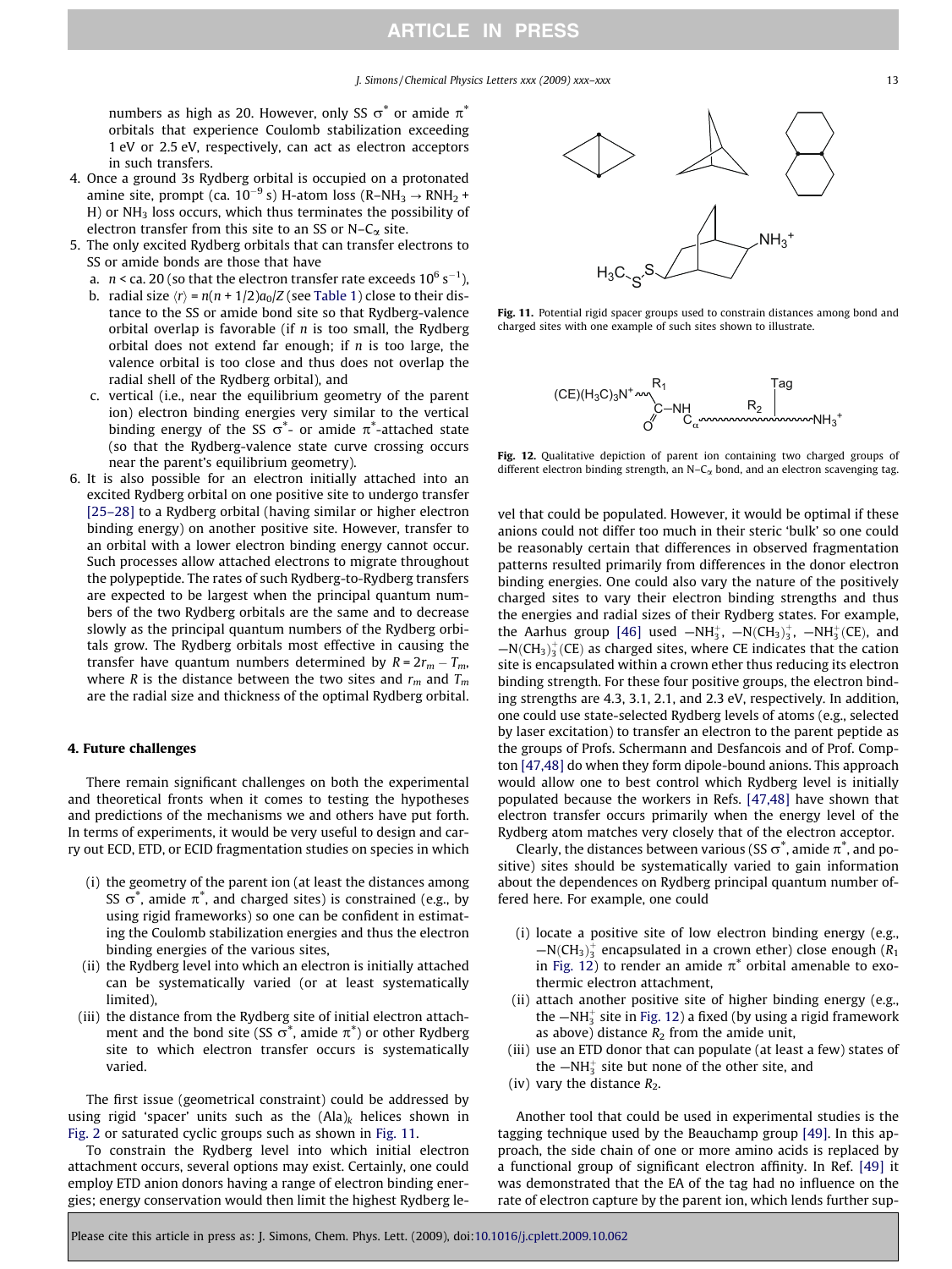numbers as high as 20. However, only SS $\sigma^*$ or amide $\pi^*$ orbitals that experience Coulomb stabilization exceeding 1 eV or 2.5 eV, respectively, can act as electron acceptors in such transfers.

4. Once a ground 3s Rydberg orbital is occupied on a protonated amine site, prompt (ca. $10^{-9}$ s) H-atom loss ($R–NH_3 \rightarrow RNH_2 + H$) or $NH_3$ loss occurs, which thus terminates the possibility of electron transfer from this site to an SS or N–$C_\alpha$ site.
5. The only excited Rydberg orbitals that can transfer electrons to SS or amide bonds are those that have
   a. $n$ < ca. 20 (so that the electron transfer rate exceeds $10^6$ s$^{-1}$),
   b. radial size $\langle r \rangle = n(n + 1/2)a_0/Z$ (see Table 1) close to their distance to the SS or amide bond site so that Rydberg-valence orbital overlap is favorable (if $n$ is too small, the Rydberg orbital does not extend far enough; if $n$ is too large, the valence orbital is too close and thus does not overlap the radial shell of the Rydberg orbital), and
   c. vertical (i.e., near the equilibrium geometry of the parent ion) electron binding energies very similar to the vertical binding energy of the SS $\sigma^*$- or amide $\pi^*$-attached state (so that the Rydberg-valence state curve crossing occurs near the parent's equilibrium geometry).
6. It is also possible for an electron initially attached into an excited Rydberg orbital on one positive site to undergo transfer [25–28] to a Rydberg orbital (having similar or higher electron binding energy) on another positive site. However, transfer to an orbital with a lower electron binding energy cannot occur. Such processes allow attached electrons to migrate throughout the polypeptide. The rates of such Rydberg-to-Rydberg transfers are expected to be largest when the principal quantum numbers of the two Rydberg orbitals are the same and to decrease slowly as the principal quantum numbers of the Rydberg orbitals grow. The Rydberg orbitals most effective in causing the transfer have quantum numbers determined by $R = 2r_m - T_m$, where $R$ is the distance between the two sites and $r_m$ and $T_m$ are the radial size and thickness of the optimal Rydberg orbital.

## 4. Future challenges

There remain significant challenges on both the experimental and theoretical fronts when it comes to testing the hypotheses and predictions of the mechanisms we and others have put forth. In terms of experiments, it would be very useful to design and carry out ECD, ETD, or ECID fragmentation studies on species in which

(i) the geometry of the parent ion (at least the distances among SS $\sigma^*$, amide $\pi^*$, and charged sites) is constrained (e.g., by using rigid frameworks) so one can be confident in estimating the Coulomb stabilization energies and thus the electron binding energies of the various sites,
(ii) the Rydberg level into which an electron is initially attached can be systematically varied (or at least systematically limited),
(iii) the distance from the Rydberg site of initial electron attachment and the bond site (SS $\sigma^*$, amide $\pi^*$) or other Rydberg site to which electron transfer occurs is systematically varied.

The first issue (geometrical constraint) could be addressed by using rigid 'spacer' units such as the $(Ala)_k$ helices shown in Fig. 2 or saturated cyclic groups such as shown in Fig. 11.

To constrain the Rydberg level into which initial electron attachment occurs, several options may exist. Certainly, one could employ ETD anion donors having a range of electron binding energies; energy conservation would then limit the highest Rydberg level that could be populated. However, it would be optimal if these anions could not differ too much in their steric 'bulk' so one could be reasonably certain that differences in observed fragmentation patterns resulted primarily from differences in the donor electron binding energies. One could also vary the nature of the positively charged sites to vary their electron binding strengths and thus the energies and radial sizes of their Rydberg states. For example, the Aarhus group [46] used $-NH_3^+$, $-N(CH_3)_3^+$, $-NH_3^+$(CE), and $-N(CH_3)_3^+$(CE) as charged sites, where CE indicates that the cation site is encapsulated within a crown ether thus reducing its electron binding strength. For these four positive groups, the electron binding strengths are 4.3, 3.1, 2.1, and 2.3 eV, respectively. In addition, one could use state-selected Rydberg levels of atoms (e.g., selected by laser excitation) to transfer an electron to the parent peptide as the groups of Profs. Schermann and Desfancois and of Prof. Compton [47,48] do when they form dipole-bound anions. This approach would allow one to best control which Rydberg level is initially populated because the workers in Refs. [47,48] have shown that electron transfer occurs primarily when the energy level of the Rydberg atom matches very closely that of the electron acceptor.

Fig. 11. Potential rigid spacer groups used to constrain distances among bond and charged sites with one example of such sites shown to illustrate.

Fig. 12. Qualitative depiction of parent ion containing two charged groups of different electron binding strength, an N–$C_\alpha$ bond, and an electron scavenging tag.

Clearly, the distances between various (SS $\sigma^*$, amide $\pi^*$, and positive) sites should be systematically varied to gain information about the dependences on Rydberg principal quantum number offered here. For example, one could

(i) locate a positive site of low electron binding energy (e.g., $-N(CH_3)_3^+$ encapsulated in a crown ether) close enough ($R_1$ in Fig. 12) to render an amide $\pi^*$ orbital amenable to exothermic electron attachment,
(ii) attach another positive site of higher binding energy (e.g., the $-NH_3^+$ site in Fig. 12) a fixed (by using a rigid framework as above) distance $R_2$ from the amide unit,
(iii) use an ETD donor that can populate (at least a few) states of the $-NH_3^+$ site but none of the other site, and
(iv) vary the distance $R_2$.

Another tool that could be used in experimental studies is the tagging technique used by the Beauchamp group [49]. In this approach, the side chain of one or more amino acids is replaced by a functional group of significant electron affinity. In Ref. [49] it was demonstrated that the EA of the tag had no influence on the rate of electron capture by the parent ion, which lends further sup-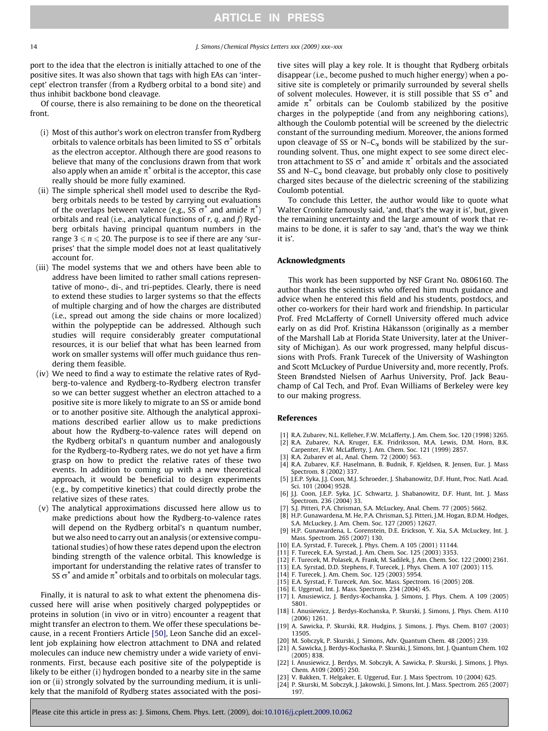port to the idea that the electron is initially attached to one of the positive sites. It was also shown that tags with high EAs can 'intercept' electron transfer (from a Rydberg orbital to a bond site) and thus inhibit backbone bond cleavage.

Of course, there is also remaining to be done on the theoretical front.

(i) Most of this author's work on electron transfer from Rydberg orbitals to valence orbitals has been limited to SS $\sigma^*$ orbitals as the electron acceptor. Although there are good reasons to believe that many of the conclusions drawn from that work also apply when an amide $\pi^*$ orbital is the acceptor, this case really should be more fully examined.

(ii) The simple spherical shell model used to describe the Rydberg orbitals needs to be tested by carrying out evaluations of the overlaps between valence (e.g., SS $\sigma^*$ and amide $\pi^*$) orbitals and real (i.e., analytical functions of *r*, *q*, and *f*) Rydberg orbitals having principal quantum numbers in the range $3 \leqslant n \leqslant 20$. The purpose is to see if there are any 'surprises' that the simple model does not at least qualitatively account for.

(iii) The model systems that we and others have been able to address have been limited to rather small cations representative of mono-, di-, and tri-peptides. Clearly, there is need to extend these studies to larger systems so that the effects of multiple charging and of how the charges are distributed (i.e., spread out among the side chains or more localized) within the polypeptide can be addressed. Although such studies will require considerably greater computational resources, it is our belief that what has been learned from work on smaller systems will offer much guidance thus rendering them feasible.

(iv) We need to find a way to estimate the relative rates of Rydberg-to-valence and Rydberg-to-Rydberg electron transfer so we can better suggest whether an electron attached to a positive site is more likely to migrate to an SS or amide bond or to another positive site. Although the analytical approximations described earlier allow us to make predictions about how the Rydberg-to-valence rates will depend on the Rydberg orbital's n quantum number and analogously for the Rydberg-to-Rydberg rates, we do not yet have a firm grasp on how to predict the relative rates of these two events. In addition to coming up with a new theoretical approach, it would be beneficial to design experiments (e.g., by competitive kinetics) that could directly probe the relative sizes of these rates.

(v) The analytical approximations discussed here allow us to make predictions about how the Rydberg-to-valence rates will depend on the Rydberg orbital's n quantum number, but we also need to carry out an analysis (or extensive computational studies) of how these rates depend upon the electron binding strength of the valence orbital. This knowledge is important for understanding the relative rates of transfer to SS $\sigma^*$ and amide $\pi^*$ orbitals and to orbitals on molecular tags.

Finally, it is natural to ask to what extent the phenomena discussed here will arise when positively charged polypeptides or proteins in solution (in vivo or in vitro) encounter a reagent that might transfer an electron to them. We offer these speculations because, in a recent Frontiers Article [50], Leon Sanche did an excellent job explaining how electron attachment to DNA and related molecules can induce new chemistry under a wide variety of environments. First, because each positive site of the polypeptide is likely to be either (i) hydrogen bonded to a nearby site in the same ion or (ii) strongly solvated by the surrounding medium, it is unlikely that the manifold of Rydberg states associated with the positive sites will play a key role. It is thought that Rydberg orbitals disappear (i.e., become pushed to much higher energy) when a positive site is completely or primarily surrounded by several shells of solvent molecules. However, it is still possible that SS $\sigma^*$ and amide $\pi^*$ orbitals can be Coulomb stabilized by the positive charges in the polypeptide (and from any neighboring cations), although the Coulomb potential will be screened by the dielectric constant of the surrounding medium. Moreover, the anions formed upon cleavage of SS or N–$C_\alpha$ bonds will be stabilized by the surrounding solvent. Thus, one might expect to see some direct electron attachment to SS $\sigma^*$ and amide $\pi^*$ orbitals and the associated SS and N–$C_\alpha$ bond cleavage, but probably only close to positively charged sites because of the dielectric screening of the stabilizing Coulomb potential.

To conclude this Letter, the author would like to quote what Walter Cronkite famously said, 'and, that's the way it is', but, given the remaining uncertainty and the large amount of work that remains to be done, it is safer to say 'and, that's the way we think it is'.

## Acknowledgments

This work has been supported by NSF Grant No. 0806160. The author thanks the scientists who offered him much guidance and advice when he entered this field and his students, postdocs, and other co-workers for their hard work and friendship. In particular Prof. Fred McLafferty of Cornell University offered much advice early on as did Prof. Kristina Håkansson (originally as a member of the Marshall Lab at Florida State University, later at the University of Michigan). As our work progressed, many helpful discussions with Profs. Frank Turecek of the University of Washington and Scott McLuckey of Purdue University and, more recently, Profs. Steen Brøndsted Nielsen of Aarhus University, Prof. Jack Beauchamp of Cal Tech, and Prof. Evan Williams of Berkeley were key to our making progress.

## References

[1] R.A. Zubarev, N.L. Kelleher, F.W. McLafferty, J. Am. Chem. Soc. 120 (1998) 3265.
[2] R.A. Zubarev, N.A. Kruger, E.K. Fridriksson, M.A. Lewis, D.M. Horn, B.K. Carpenter, F.W. McLafferty, J. Am. Chem. Soc. 121 (1999) 2857.
[3] R.A. Zubarev et al., Anal. Chem. 72 (2000) 563.
[4] R.A. Zubarev, K.F. Haselmann, B. Budnik, F. Kjeldsen, R. Jensen, Eur. J. Mass Spectrom. 8 (2002) 337.
[5] J.E.P. Syka, J.J. Coon, M.J. Schroeder, J. Shabanowitz, D.F. Hunt, Proc. Natl. Acad. Sci. 101 (2004) 9528.
[6] J.J. Coon, J.E.P. Syka, J.C. Schwartz, J. Shabanowitz, D.F. Hunt, Int. J. Mass Spectrom. 236 (2004) 33.
[7] S.J. Pitteri, P.A. Chrisman, S.A. McLuckey, Anal. Chem. 77 (2005) 5662.
[8] H.P. Gunawardena, M. He, P.A. Chrisman, S.J. Pitteri, J.M. Hogan, B.D.M. Hodges, S.A. McLuckey, J. Am. Chem. Soc. 127 (2005) 12627.
[9] H.P. Gunawardena, L. Gorenstein, D.E. Erickson, Y. Xia, S.A. McLuckey, Int. J. Mass. Spectrom. 265 (2007) 130.
[10] E.A. Syrstad, F. Turecek, J. Phys. Chem. A 105 (2001) 11144.
[11] F. Turecek, E.A. Syrstad, J. Am. Chem. Soc. 125 (2003) 3353.
[12] F. Turecek, M. Polasek, A. Frank, M. Sadilek, J. Am. Chem. Soc. 122 (2000) 2361.
[13] E.A. Syrstad, D.D. Stephens, F. Turecek, J. Phys. Chem. A 107 (2003) 115.
[14] F. Turecek, J. Am. Chem. Soc. 125 (2003) 5954.
[15] E.A. Syrstad, F. Turecek, Am. Soc. Mass. Spectrom. 16 (2005) 208.
[16] E. Uggerud, Int. J. Mass. Spectrom. 234 (2004) 45.
[17] I. Anusiewicz, J. Berdys-Kochanska, J. Simons, J. Phys. Chem. A 109 (2005) 5801.
[18] I. Anusiewicz, J. Berdys-Kochanska, P. Skurski, J. Simons, J. Phys. Chem. A110 (2006) 1261.
[19] A. Sawicka, P. Skurski, R.R. Hudgins, J. Simons, J. Phys. Chem. B107 (2003) 13505.
[20] M. Sobczyk, P. Skurski, J. Simons, Adv. Quantum Chem. 48 (2005) 239.
[21] A. Sawicka, J. Berdys-Kochaska, P. Skurski, J. Simons, Int. J. Quantum Chem. 102 (2005) 838.
[22] I. Anusiewicz, J. Berdys, M. Sobczyk, A. Sawicka, P. Skurski, J. Simons, J. Phys. Chem. A109 (2005) 250.
[23] V. Bakken, T. Helgaker, E. Uggerud, Eur. J. Mass Spectrom. 10 (2004) 625.
[24] P. Skurski, M. Sobczyk, J. Jakowski, J. Simons, Int. J. Mass. Spectrom. 265 (2007) 197.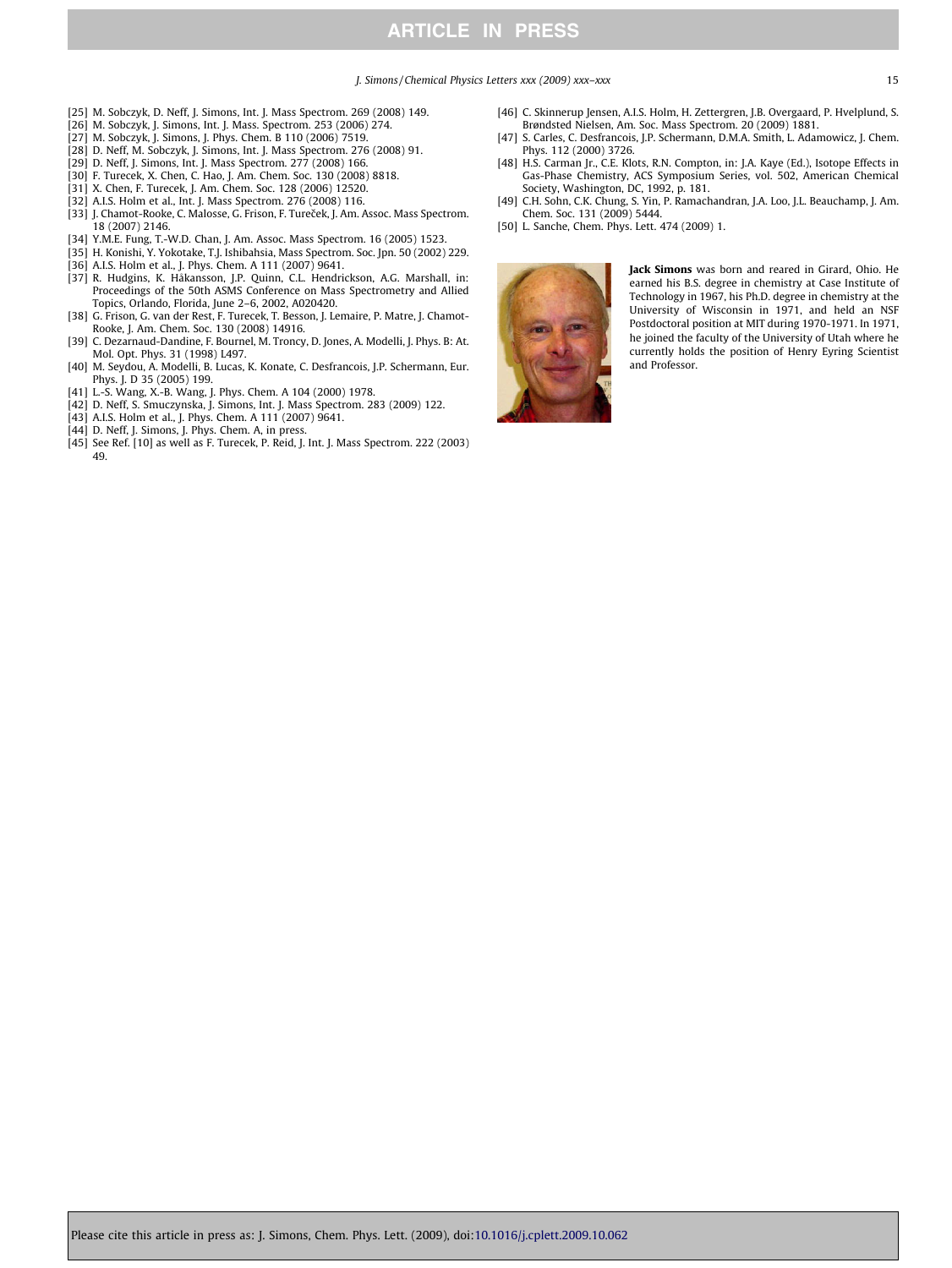[25] M. Sobczyk, D. Neff, J. Simons, Int. J. Mass Spectrom. 269 (2008) 149.
[26] M. Sobczyk, J. Simons, Int. J. Mass. Spectrom. 253 (2006) 274.
[27] M. Sobczyk, J. Simons, J. Phys. Chem. B 110 (2006) 7519.
[28] D. Neff, M. Sobczyk, J. Simons, Int. J. Mass Spectrom. 276 (2008) 91.
[29] D. Neff, J. Simons, Int. J. Mass Spectrom. 277 (2008) 166.
[30] F. Turecek, X. Chen, C. Hao, J. Am. Chem. Soc. 130 (2008) 8818.
[31] X. Chen, F. Turecek, J. Am. Chem. Soc. 128 (2006) 12520.
[32] A.I.S. Holm et al., Int. J. Mass Spectrom. 276 (2008) 116.
[33] J. Chamot-Rooke, C. Malosse, G. Frison, F. Tureček, J. Am. Assoc. Mass Spectrom. 18 (2007) 2146.
[34] Y.M.E. Fung, T.-W.D. Chan, J. Am. Assoc. Mass Spectrom. 16 (2005) 1523.
[35] H. Konishi, Y. Yokotake, T.J. Ishibahsia, Mass Spectrom. Soc. Jpn. 50 (2002) 229.
[36] A.I.S. Holm et al., J. Phys. Chem. A 111 (2007) 9641.
[37] R. Hudgins, K. Håkansson, J.P. Quinn, C.L. Hendrickson, A.G. Marshall, in: Proceedings of the 50th ASMS Conference on Mass Spectrometry and Allied Topics, Orlando, Florida, June 2–6, 2002, A020420.
[38] G. Frison, G. van der Rest, F. Turecek, T. Besson, J. Lemaire, P. Matre, J. Chamot-Rooke, J. Am. Chem. Soc. 130 (2008) 14916.
[39] C. Dezarnaud-Dandine, F. Bournel, M. Troncy, D. Jones, A. Modelli, J. Phys. B: At. Mol. Opt. Phys. 31 (1998) L497.
[40] M. Seydou, A. Modelli, B. Lucas, K. Konate, C. Desfrancois, J.P. Schermann, Eur. Phys. J. D 35 (2005) 199.
[41] L.-S. Wang, X.-B. Wang, J. Phys. Chem. A 104 (2000) 1978.
[42] D. Neff, S. Smuczynska, J. Simons, Int. J. Mass Spectrom. 283 (2009) 122.
[43] A.I.S. Holm et al., J. Phys. Chem. A 111 (2007) 9641.
[44] D. Neff, J. Simons, J. Phys. Chem. A, in press.
[45] See Ref. [10] as well as F. Turecek, P. Reid, J. Int. J. Mass Spectrom. 222 (2003) 49.
[46] C. Skinnerup Jensen, A.I.S. Holm, H. Zettergren, J.B. Overgaard, P. Hvelplund, S. Brøndsted Nielsen, Am. Soc. Mass Spectrom. 20 (2009) 1881.
[47] S. Carles, C. Desfrancois, J.P. Schermann, D.M.A. Smith, L. Adamowicz, J. Chem. Phys. 112 (2000) 3726.
[48] H.S. Carman Jr., C.E. Klots, R.N. Compton, in: J.A. Kaye (Ed.), Isotope Effects in Gas-Phase Chemistry, ACS Symposium Series, vol. 502, American Chemical Society, Washington, DC, 1992, p. 181.
[49] C.H. Sohn, C.K. Chung, S. Yin, P. Ramachandran, J.A. Loo, J.L. Beauchamp, J. Am. Chem. Soc. 131 (2009) 5444.
[50] L. Sanche, Chem. Phys. Lett. 474 (2009) 1.

**Jack Simons** was born and reared in Girard, Ohio. He earned his B.S. degree in chemistry at Case Institute of Technology in 1967, his Ph.D. degree in chemistry at the University of Wisconsin in 1971, and held an NSF Postdoctoral position at MIT during 1970-1971. In 1971, he joined the faculty of the University of Utah where he currently holds the position of Henry Eyring Scientist and Professor.